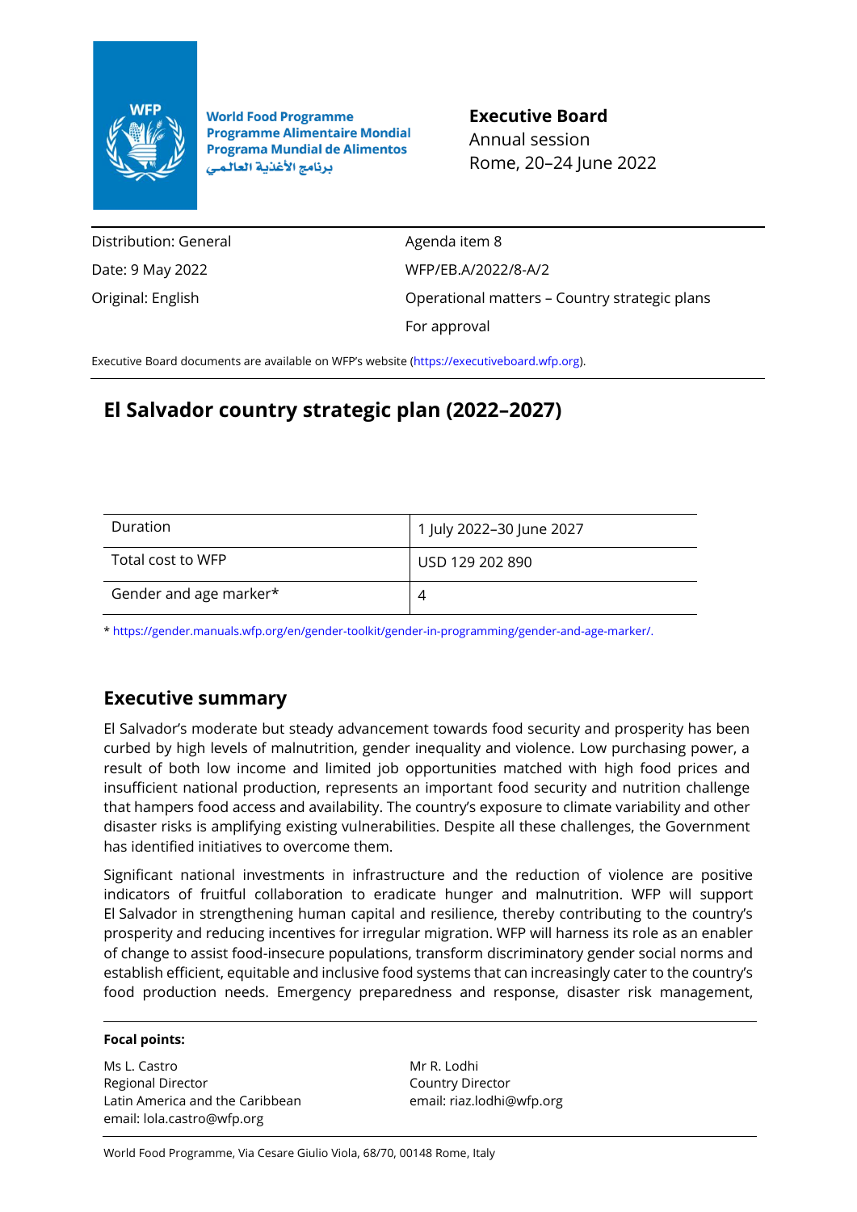World Food Programme
Programme Alimentaire Mondial
Programa Mundial de Alimentos
برنامج الأغذية العالمي

**Executive Board**
Annual session
Rome, 20–24 June 2022

| | |
|---|---|
| Distribution: General | Agenda item 8 |
| Date: 9 May 2022 | WFP/EB.A/2022/8-A/2 |
| Original: English | Operational matters – Country strategic plans |
| | For approval |

Executive Board documents are available on WFP's website (https://executiveboard.wfp.org).

# El Salvador country strategic plan (2022–2027)

| | |
|---|---|
| Duration | 1 July 2022–30 June 2027 |
| Total cost to WFP | USD 129 202 890 |
| Gender and age marker* | 4 |

* https://gender.manuals.wfp.org/en/gender-toolkit/gender-in-programming/gender-and-age-marker/.

## Executive summary

El Salvador's moderate but steady advancement towards food security and prosperity has been curbed by high levels of malnutrition, gender inequality and violence. Low purchasing power, a result of both low income and limited job opportunities matched with high food prices and insufficient national production, represents an important food security and nutrition challenge that hampers food access and availability. The country's exposure to climate variability and other disaster risks is amplifying existing vulnerabilities. Despite all these challenges, the Government has identified initiatives to overcome them.

Significant national investments in infrastructure and the reduction of violence are positive indicators of fruitful collaboration to eradicate hunger and malnutrition. WFP will support El Salvador in strengthening human capital and resilience, thereby contributing to the country's prosperity and reducing incentives for irregular migration. WFP will harness its role as an enabler of change to assist food-insecure populations, transform discriminatory gender social norms and establish efficient, equitable and inclusive food systems that can increasingly cater to the country's food production needs. Emergency preparedness and response, disaster risk management,

**Focal points:**

Ms L. Castro
Regional Director
Latin America and the Caribbean
email: lola.castro@wfp.org

Mr R. Lodhi
Country Director
email: riaz.lodhi@wfp.org

World Food Programme, Via Cesare Giulio Viola, 68/70, 00148 Rome, Italy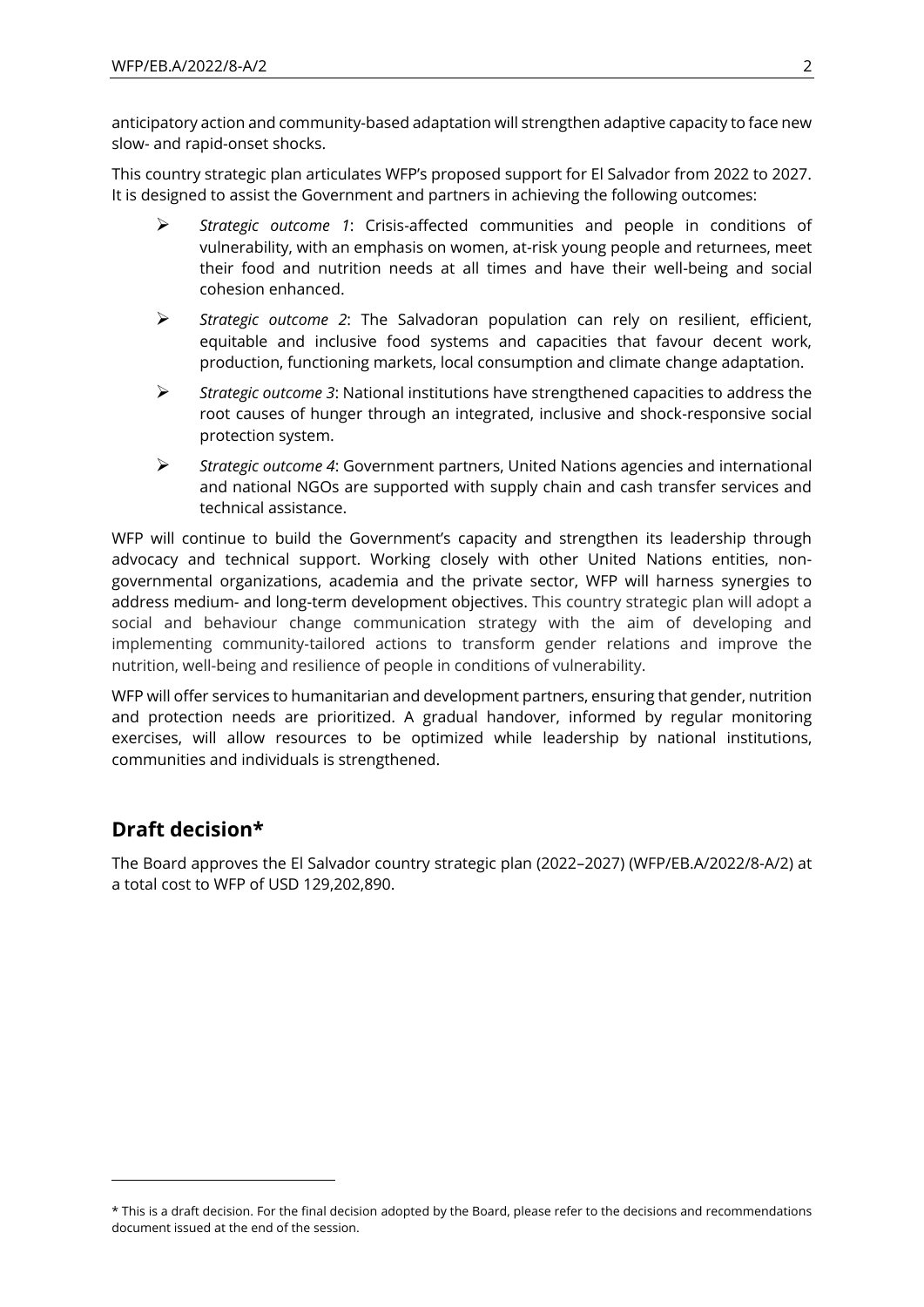anticipatory action and community-based adaptation will strengthen adaptive capacity to face new slow- and rapid-onset shocks.

This country strategic plan articulates WFP's proposed support for El Salvador from 2022 to 2027. It is designed to assist the Government and partners in achieving the following outcomes:

- *Strategic outcome 1*: Crisis-affected communities and people in conditions of vulnerability, with an emphasis on women, at-risk young people and returnees, meet their food and nutrition needs at all times and have their well-being and social cohesion enhanced.
- *Strategic outcome 2*: The Salvadoran population can rely on resilient, efficient, equitable and inclusive food systems and capacities that favour decent work, production, functioning markets, local consumption and climate change adaptation.
- *Strategic outcome 3*: National institutions have strengthened capacities to address the root causes of hunger through an integrated, inclusive and shock-responsive social protection system.
- *Strategic outcome 4*: Government partners, United Nations agencies and international and national NGOs are supported with supply chain and cash transfer services and technical assistance.

WFP will continue to build the Government's capacity and strengthen its leadership through advocacy and technical support. Working closely with other United Nations entities, non-governmental organizations, academia and the private sector, WFP will harness synergies to address medium- and long-term development objectives. This country strategic plan will adopt a social and behaviour change communication strategy with the aim of developing and implementing community-tailored actions to transform gender relations and improve the nutrition, well-being and resilience of people in conditions of vulnerability.

WFP will offer services to humanitarian and development partners, ensuring that gender, nutrition and protection needs are prioritized. A gradual handover, informed by regular monitoring exercises, will allow resources to be optimized while leadership by national institutions, communities and individuals is strengthened.

## Draft decision*

The Board approves the El Salvador country strategic plan (2022–2027) (WFP/EB.A/2022/8-A/2) at a total cost to WFP of USD 129,202,890.

---

\* This is a draft decision. For the final decision adopted by the Board, please refer to the decisions and recommendations document issued at the end of the session.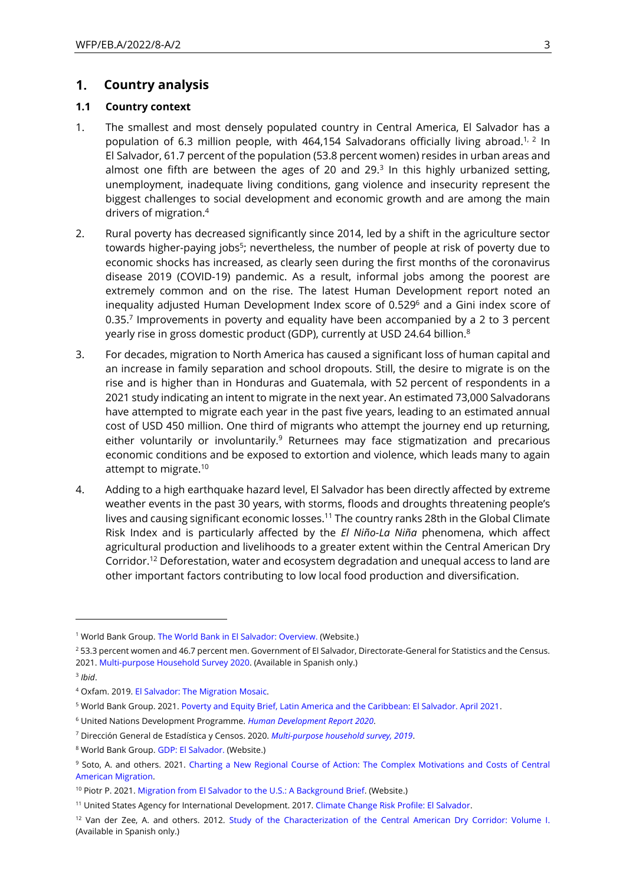# 1. Country analysis

## 1.1 Country context

1. The smallest and most densely populated country in Central America, El Salvador has a population of 6.3 million people, with 464,154 Salvadorans officially living abroad.[1, 2] In El Salvador, 61.7 percent of the population (53.8 percent women) resides in urban areas and almost one fifth are between the ages of 20 and 29.[3] In this highly urbanized setting, unemployment, inadequate living conditions, gang violence and insecurity represent the biggest challenges to social development and economic growth and are among the main drivers of migration.[4]

2. Rural poverty has decreased significantly since 2014, led by a shift in the agriculture sector towards higher-paying jobs[5]; nevertheless, the number of people at risk of poverty due to economic shocks has increased, as clearly seen during the first months of the coronavirus disease 2019 (COVID-19) pandemic. As a result, informal jobs among the poorest are extremely common and on the rise. The latest Human Development report noted an inequality adjusted Human Development Index score of 0.529[6] and a Gini index score of 0.35.[7] Improvements in poverty and equality have been accompanied by a 2 to 3 percent yearly rise in gross domestic product (GDP), currently at USD 24.64 billion.[8]

3. For decades, migration to North America has caused a significant loss of human capital and an increase in family separation and school dropouts. Still, the desire to migrate is on the rise and is higher than in Honduras and Guatemala, with 52 percent of respondents in a 2021 study indicating an intent to migrate in the next year. An estimated 73,000 Salvadorans have attempted to migrate each year in the past five years, leading to an estimated annual cost of USD 450 million. One third of migrants who attempt the journey end up returning, either voluntarily or involuntarily.[9] Returnees may face stigmatization and precarious economic conditions and be exposed to extortion and violence, which leads many to again attempt to migrate.[10]

4. Adding to a high earthquake hazard level, El Salvador has been directly affected by extreme weather events in the past 30 years, with storms, floods and droughts threatening people's lives and causing significant economic losses.[11] The country ranks 28th in the Global Climate Risk Index and is particularly affected by the *El Niño-La Niña* phenomena, which affect agricultural production and livelihoods to a greater extent within the Central American Dry Corridor.[12] Deforestation, water and ecosystem degradation and unequal access to land are other important factors contributing to low local food production and diversification.

---

[1] World Bank Group. The World Bank in El Salvador: Overview. (Website.)

[2] 53.3 percent women and 46.7 percent men. Government of El Salvador, Directorate-General for Statistics and the Census. 2021. Multi-purpose Household Survey 2020. (Available in Spanish only.)

[3] *Ibid*.

[4] Oxfam. 2019. El Salvador: The Migration Mosaic.

[5] World Bank Group. 2021. Poverty and Equity Brief, Latin America and the Caribbean: El Salvador. April 2021.

[6] United Nations Development Programme. *Human Development Report 2020*.

[7] Dirección General de Estadística y Censos. 2020. *Multi-purpose household survey, 2019*.

[8] World Bank Group. GDP: El Salvador. (Website.)

[9] Soto, A. and others. 2021. Charting a New Regional Course of Action: The Complex Motivations and Costs of Central American Migration.

[10] Piotr P. 2021. Migration from El Salvador to the U.S.: A Background Brief. (Website.)

[11] United States Agency for International Development. 2017. Climate Change Risk Profile: El Salvador.

[12] Van der Zee, A. and others. 2012. Study of the Characterization of the Central American Dry Corridor: Volume I. (Available in Spanish only.)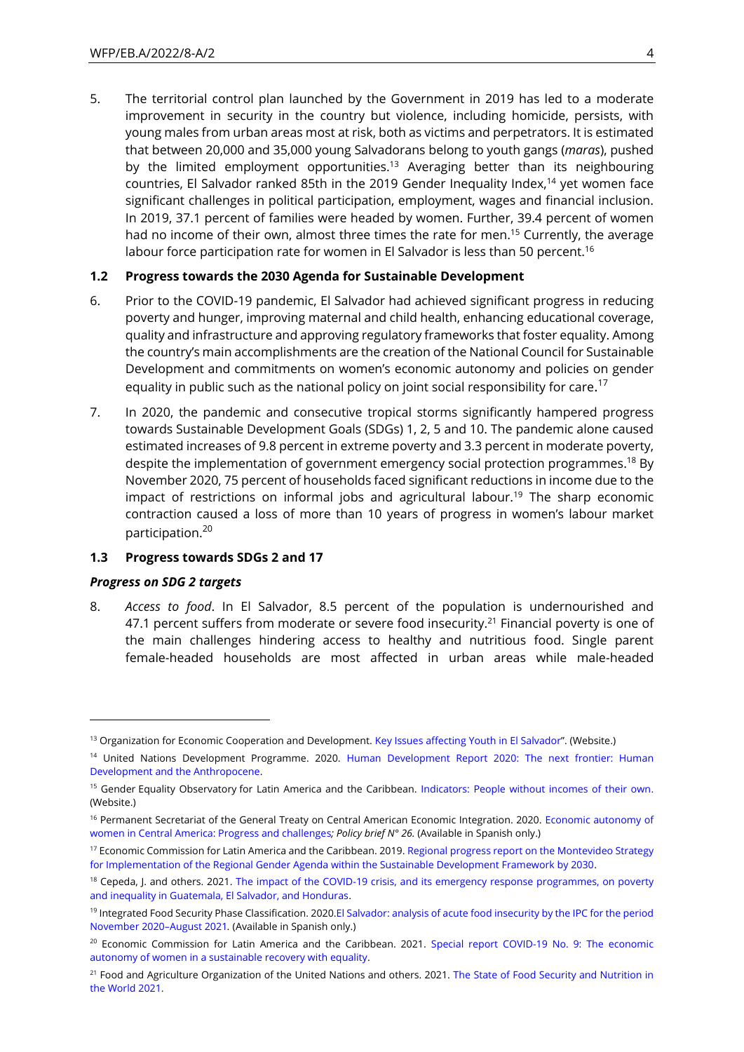5. The territorial control plan launched by the Government in 2019 has led to a moderate improvement in security in the country but violence, including homicide, persists, with young males from urban areas most at risk, both as victims and perpetrators. It is estimated that between 20,000 and 35,000 young Salvadorans belong to youth gangs (*maras*), pushed by the limited employment opportunities.[13] Averaging better than its neighbouring countries, El Salvador ranked 85th in the 2019 Gender Inequality Index,[14] yet women face significant challenges in political participation, employment, wages and financial inclusion. In 2019, 37.1 percent of families were headed by women. Further, 39.4 percent of women had no income of their own, almost three times the rate for men.[15] Currently, the average labour force participation rate for women in El Salvador is less than 50 percent.[16]

### 1.2 Progress towards the 2030 Agenda for Sustainable Development

6. Prior to the COVID-19 pandemic, El Salvador had achieved significant progress in reducing poverty and hunger, improving maternal and child health, enhancing educational coverage, quality and infrastructure and approving regulatory frameworks that foster equality. Among the country's main accomplishments are the creation of the National Council for Sustainable Development and commitments on women's economic autonomy and policies on gender equality in public such as the national policy on joint social responsibility for care.[17]

7. In 2020, the pandemic and consecutive tropical storms significantly hampered progress towards Sustainable Development Goals (SDGs) 1, 2, 5 and 10. The pandemic alone caused estimated increases of 9.8 percent in extreme poverty and 3.3 percent in moderate poverty, despite the implementation of government emergency social protection programmes.[18] By November 2020, 75 percent of households faced significant reductions in income due to the impact of restrictions on informal jobs and agricultural labour.[19] The sharp economic contraction caused a loss of more than 10 years of progress in women's labour market participation.[20]

### 1.3 Progress towards SDGs 2 and 17

#### *Progress on SDG 2 targets*

8. *Access to food*. In El Salvador, 8.5 percent of the population is undernourished and 47.1 percent suffers from moderate or severe food insecurity.[21] Financial poverty is one of the main challenges hindering access to healthy and nutritious food. Single parent female-headed households are most affected in urban areas while male-headed

---

[13] Organization for Economic Cooperation and Development. Key Issues affecting Youth in El Salvador". (Website.)

[14] United Nations Development Programme. 2020. Human Development Report 2020: The next frontier: Human Development and the Anthropocene.

[15] Gender Equality Observatory for Latin America and the Caribbean. Indicators: People without incomes of their own. (Website.)

[16] Permanent Secretariat of the General Treaty on Central American Economic Integration. 2020. Economic autonomy of women in Central America: Progress and challenges*; Policy brief N° 26.* (Available in Spanish only.)

[17] Economic Commission for Latin America and the Caribbean. 2019. Regional progress report on the Montevideo Strategy for Implementation of the Regional Gender Agenda within the Sustainable Development Framework by 2030.

[18] Cepeda, J. and others. 2021. The impact of the COVID-19 crisis, and its emergency response programmes, on poverty and inequality in Guatemala, El Salvador, and Honduras.

[19] Integrated Food Security Phase Classification. 2020.El Salvador: analysis of acute food insecurity by the IPC for the period November 2020–August 2021. (Available in Spanish only.)

[20] Economic Commission for Latin America and the Caribbean. 2021. Special report COVID-19 No. 9: The economic autonomy of women in a sustainable recovery with equality.

[21] Food and Agriculture Organization of the United Nations and others. 2021. The State of Food Security and Nutrition in the World 2021.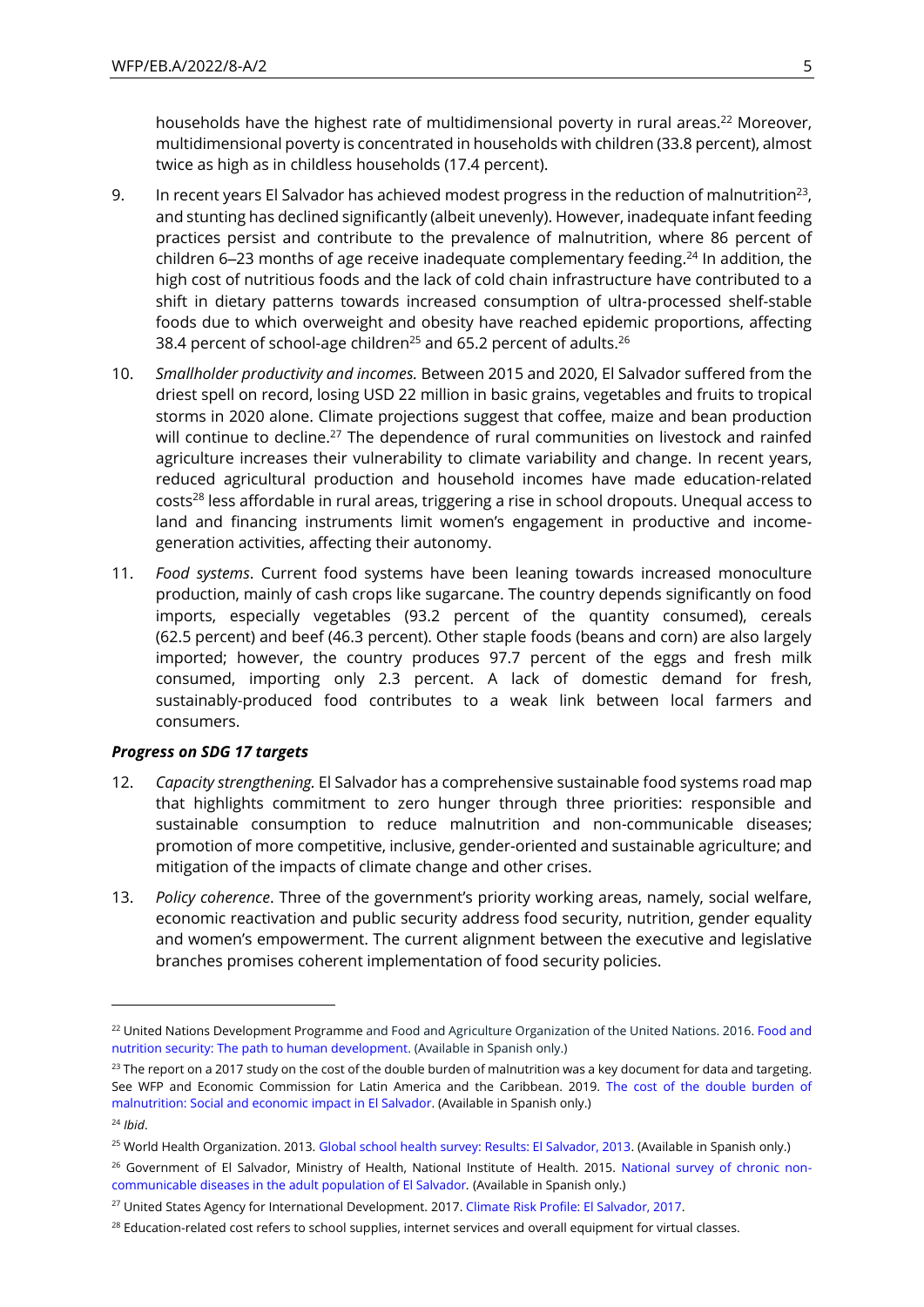households have the highest rate of multidimensional poverty in rural areas.[22] Moreover, multidimensional poverty is concentrated in households with children (33.8 percent), almost twice as high as in childless households (17.4 percent).

9. In recent years El Salvador has achieved modest progress in the reduction of malnutrition[23], and stunting has declined significantly (albeit unevenly). However, inadequate infant feeding practices persist and contribute to the prevalence of malnutrition, where 86 percent of children 6–23 months of age receive inadequate complementary feeding.[24] In addition, the high cost of nutritious foods and the lack of cold chain infrastructure have contributed to a shift in dietary patterns towards increased consumption of ultra-processed shelf-stable foods due to which overweight and obesity have reached epidemic proportions, affecting 38.4 percent of school-age children[25] and 65.2 percent of adults.[26]

10. *Smallholder productivity and incomes.* Between 2015 and 2020, El Salvador suffered from the driest spell on record, losing USD 22 million in basic grains, vegetables and fruits to tropical storms in 2020 alone. Climate projections suggest that coffee, maize and bean production will continue to decline.[27] The dependence of rural communities on livestock and rainfed agriculture increases their vulnerability to climate variability and change. In recent years, reduced agricultural production and household incomes have made education-related costs[28] less affordable in rural areas, triggering a rise in school dropouts. Unequal access to land and financing instruments limit women's engagement in productive and income-generation activities, affecting their autonomy.

11. *Food systems*. Current food systems have been leaning towards increased monoculture production, mainly of cash crops like sugarcane. The country depends significantly on food imports, especially vegetables (93.2 percent of the quantity consumed), cereals (62.5 percent) and beef (46.3 percent). Other staple foods (beans and corn) are also largely imported; however, the country produces 97.7 percent of the eggs and fresh milk consumed, importing only 2.3 percent. A lack of domestic demand for fresh, sustainably-produced food contributes to a weak link between local farmers and consumers.

***Progress on SDG 17 targets***

12. *Capacity strengthening.* El Salvador has a comprehensive sustainable food systems road map that highlights commitment to zero hunger through three priorities: responsible and sustainable consumption to reduce malnutrition and non-communicable diseases; promotion of more competitive, inclusive, gender-oriented and sustainable agriculture; and mitigation of the impacts of climate change and other crises.

13. *Policy coherence*. Three of the government's priority working areas, namely, social welfare, economic reactivation and public security address food security, nutrition, gender equality and women's empowerment. The current alignment between the executive and legislative branches promises coherent implementation of food security policies.

---

[22] United Nations Development Programme and Food and Agriculture Organization of the United Nations. 2016. Food and nutrition security: The path to human development. (Available in Spanish only.)

[23] The report on a 2017 study on the cost of the double burden of malnutrition was a key document for data and targeting. See WFP and Economic Commission for Latin America and the Caribbean. 2019. The cost of the double burden of malnutrition: Social and economic impact in El Salvador. (Available in Spanish only.)

[24] *Ibid*.

[25] World Health Organization. 2013. Global school health survey: Results: El Salvador, 2013. (Available in Spanish only.)

[26] Government of El Salvador, Ministry of Health, National Institute of Health. 2015. National survey of chronic non-communicable diseases in the adult population of El Salvador. (Available in Spanish only.)

[27] United States Agency for International Development. 2017. Climate Risk Profile: El Salvador, 2017.

[28] Education-related cost refers to school supplies, internet services and overall equipment for virtual classes.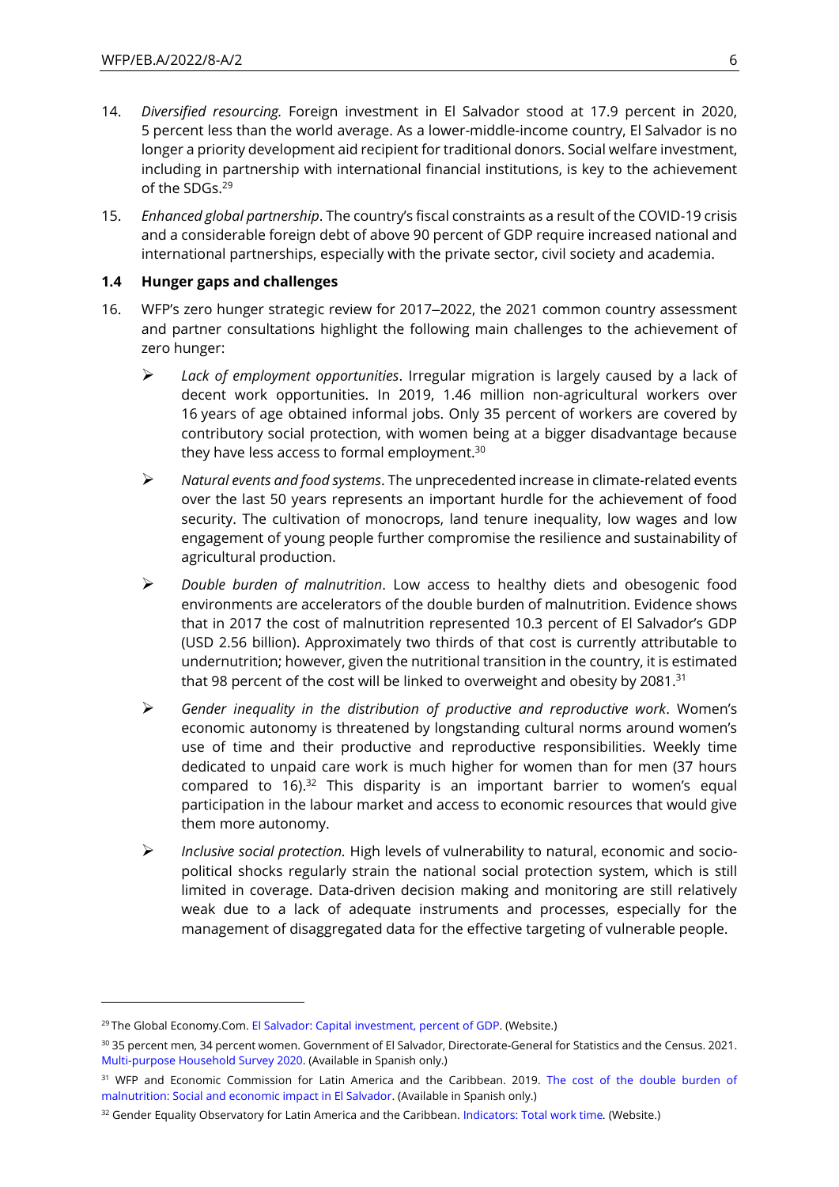14. *Diversified resourcing.* Foreign investment in El Salvador stood at 17.9 percent in 2020, 5 percent less than the world average. As a lower-middle-income country, El Salvador is no longer a priority development aid recipient for traditional donors. Social welfare investment, including in partnership with international financial institutions, is key to the achievement of the SDGs.[29]

15. *Enhanced global partnership*. The country's fiscal constraints as a result of the COVID-19 crisis and a considerable foreign debt of above 90 percent of GDP require increased national and international partnerships, especially with the private sector, civil society and academia.

### 1.4 Hunger gaps and challenges

16. WFP's zero hunger strategic review for 2017–2022, the 2021 common country assessment and partner consultations highlight the following main challenges to the achievement of zero hunger:

    - *Lack of employment opportunities*. Irregular migration is largely caused by a lack of decent work opportunities. In 2019, 1.46 million non-agricultural workers over 16 years of age obtained informal jobs. Only 35 percent of workers are covered by contributory social protection, with women being at a bigger disadvantage because they have less access to formal employment.[30]
    - *Natural events and food systems*. The unprecedented increase in climate-related events over the last 50 years represents an important hurdle for the achievement of food security. The cultivation of monocrops, land tenure inequality, low wages and low engagement of young people further compromise the resilience and sustainability of agricultural production.
    - *Double burden of malnutrition*. Low access to healthy diets and obesogenic food environments are accelerators of the double burden of malnutrition. Evidence shows that in 2017 the cost of malnutrition represented 10.3 percent of El Salvador's GDP (USD 2.56 billion). Approximately two thirds of that cost is currently attributable to undernutrition; however, given the nutritional transition in the country, it is estimated that 98 percent of the cost will be linked to overweight and obesity by 2081.[31]
    - *Gender inequality in the distribution of productive and reproductive work*. Women's economic autonomy is threatened by longstanding cultural norms around women's use of time and their productive and reproductive responsibilities. Weekly time dedicated to unpaid care work is much higher for women than for men (37 hours compared to 16).[32] This disparity is an important barrier to women's equal participation in the labour market and access to economic resources that would give them more autonomy.
    - *Inclusive social protection.* High levels of vulnerability to natural, economic and socio-political shocks regularly strain the national social protection system, which is still limited in coverage. Data-driven decision making and monitoring are still relatively weak due to a lack of adequate instruments and processes, especially for the management of disaggregated data for the effective targeting of vulnerable people.

---

[29] The Global Economy.Com. El Salvador: Capital investment, percent of GDP. (Website.)

[30] 35 percent men, 34 percent women. Government of El Salvador, Directorate-General for Statistics and the Census. 2021. Multi-purpose Household Survey 2020. (Available in Spanish only.)

[31] WFP and Economic Commission for Latin America and the Caribbean. 2019. The cost of the double burden of malnutrition: Social and economic impact in El Salvador. (Available in Spanish only.)

[32] Gender Equality Observatory for Latin America and the Caribbean. Indicators: Total work time. (Website.)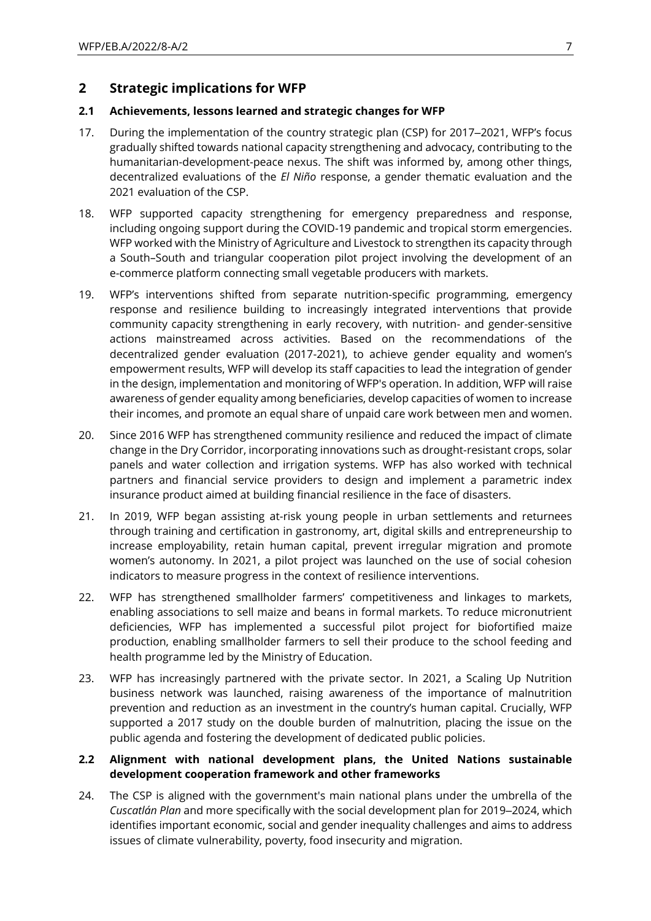## 2 Strategic implications for WFP

### 2.1 Achievements, lessons learned and strategic changes for WFP

17. During the implementation of the country strategic plan (CSP) for 2017–2021, WFP's focus gradually shifted towards national capacity strengthening and advocacy, contributing to the humanitarian-development-peace nexus. The shift was informed by, among other things, decentralized evaluations of the *El Niño* response, a gender thematic evaluation and the 2021 evaluation of the CSP.

18. WFP supported capacity strengthening for emergency preparedness and response, including ongoing support during the COVID-19 pandemic and tropical storm emergencies. WFP worked with the Ministry of Agriculture and Livestock to strengthen its capacity through a South–South and triangular cooperation pilot project involving the development of an e-commerce platform connecting small vegetable producers with markets.

19. WFP's interventions shifted from separate nutrition-specific programming, emergency response and resilience building to increasingly integrated interventions that provide community capacity strengthening in early recovery, with nutrition- and gender-sensitive actions mainstreamed across activities. Based on the recommendations of the decentralized gender evaluation (2017-2021), to achieve gender equality and women's empowerment results, WFP will develop its staff capacities to lead the integration of gender in the design, implementation and monitoring of WFP's operation. In addition, WFP will raise awareness of gender equality among beneficiaries, develop capacities of women to increase their incomes, and promote an equal share of unpaid care work between men and women.

20. Since 2016 WFP has strengthened community resilience and reduced the impact of climate change in the Dry Corridor, incorporating innovations such as drought-resistant crops, solar panels and water collection and irrigation systems. WFP has also worked with technical partners and financial service providers to design and implement a parametric index insurance product aimed at building financial resilience in the face of disasters.

21. In 2019, WFP began assisting at-risk young people in urban settlements and returnees through training and certification in gastronomy, art, digital skills and entrepreneurship to increase employability, retain human capital, prevent irregular migration and promote women's autonomy. In 2021, a pilot project was launched on the use of social cohesion indicators to measure progress in the context of resilience interventions.

22. WFP has strengthened smallholder farmers' competitiveness and linkages to markets, enabling associations to sell maize and beans in formal markets. To reduce micronutrient deficiencies, WFP has implemented a successful pilot project for biofortified maize production, enabling smallholder farmers to sell their produce to the school feeding and health programme led by the Ministry of Education.

23. WFP has increasingly partnered with the private sector. In 2021, a Scaling Up Nutrition business network was launched, raising awareness of the importance of malnutrition prevention and reduction as an investment in the country's human capital. Crucially, WFP supported a 2017 study on the double burden of malnutrition, placing the issue on the public agenda and fostering the development of dedicated public policies.

### 2.2 Alignment with national development plans, the United Nations sustainable development cooperation framework and other frameworks

24. The CSP is aligned with the government's main national plans under the umbrella of the *Cuscatlán Plan* and more specifically with the social development plan for 2019–2024, which identifies important economic, social and gender inequality challenges and aims to address issues of climate vulnerability, poverty, food insecurity and migration.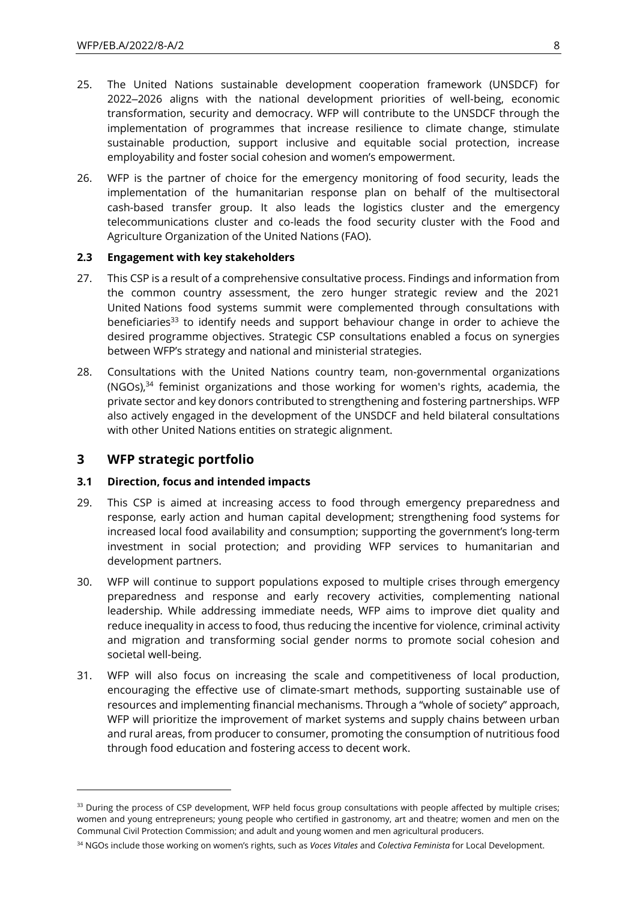25. The United Nations sustainable development cooperation framework (UNSDCF) for 2022–2026 aligns with the national development priorities of well-being, economic transformation, security and democracy. WFP will contribute to the UNSDCF through the implementation of programmes that increase resilience to climate change, stimulate sustainable production, support inclusive and equitable social protection, increase employability and foster social cohesion and women's empowerment.

26. WFP is the partner of choice for the emergency monitoring of food security, leads the implementation of the humanitarian response plan on behalf of the multisectoral cash-based transfer group. It also leads the logistics cluster and the emergency telecommunications cluster and co-leads the food security cluster with the Food and Agriculture Organization of the United Nations (FAO).

### 2.3 Engagement with key stakeholders

27. This CSP is a result of a comprehensive consultative process. Findings and information from the common country assessment, the zero hunger strategic review and the 2021 United Nations food systems summit were complemented through consultations with beneficiaries[33] to identify needs and support behaviour change in order to achieve the desired programme objectives. Strategic CSP consultations enabled a focus on synergies between WFP's strategy and national and ministerial strategies.

28. Consultations with the United Nations country team, non-governmental organizations (NGOs),[34] feminist organizations and those working for women's rights, academia, the private sector and key donors contributed to strengthening and fostering partnerships. WFP also actively engaged in the development of the UNSDCF and held bilateral consultations with other United Nations entities on strategic alignment.

## 3 WFP strategic portfolio

### 3.1 Direction, focus and intended impacts

29. This CSP is aimed at increasing access to food through emergency preparedness and response, early action and human capital development; strengthening food systems for increased local food availability and consumption; supporting the government's long-term investment in social protection; and providing WFP services to humanitarian and development partners.

30. WFP will continue to support populations exposed to multiple crises through emergency preparedness and response and early recovery activities, complementing national leadership. While addressing immediate needs, WFP aims to improve diet quality and reduce inequality in access to food, thus reducing the incentive for violence, criminal activity and migration and transforming social gender norms to promote social cohesion and societal well-being.

31. WFP will also focus on increasing the scale and competitiveness of local production, encouraging the effective use of climate-smart methods, supporting sustainable use of resources and implementing financial mechanisms. Through a "whole of society" approach, WFP will prioritize the improvement of market systems and supply chains between urban and rural areas, from producer to consumer, promoting the consumption of nutritious food through food education and fostering access to decent work.

---

[33] During the process of CSP development, WFP held focus group consultations with people affected by multiple crises; women and young entrepreneurs; young people who certified in gastronomy, art and theatre; women and men on the Communal Civil Protection Commission; and adult and young women and men agricultural producers.

[34] NGOs include those working on women's rights, such as *Voces Vitales* and *Colectiva Feminista* for Local Development.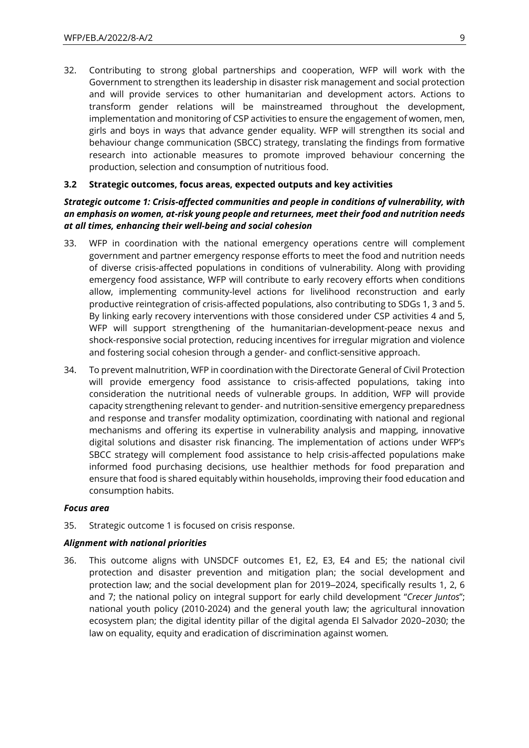32. Contributing to strong global partnerships and cooperation, WFP will work with the Government to strengthen its leadership in disaster risk management and social protection and will provide services to other humanitarian and development actors. Actions to transform gender relations will be mainstreamed throughout the development, implementation and monitoring of CSP activities to ensure the engagement of women, men, girls and boys in ways that advance gender equality. WFP will strengthen its social and behaviour change communication (SBCC) strategy, translating the findings from formative research into actionable measures to promote improved behaviour concerning the production, selection and consumption of nutritious food.

### 3.2 Strategic outcomes, focus areas, expected outputs and key activities

***Strategic outcome 1: Crisis-affected communities and people in conditions of vulnerability, with an emphasis on women, at-risk young people and returnees, meet their food and nutrition needs at all times, enhancing their well-being and social cohesion***

33. WFP in coordination with the national emergency operations centre will complement government and partner emergency response efforts to meet the food and nutrition needs of diverse crisis-affected populations in conditions of vulnerability. Along with providing emergency food assistance, WFP will contribute to early recovery efforts when conditions allow, implementing community-level actions for livelihood reconstruction and early productive reintegration of crisis-affected populations, also contributing to SDGs 1, 3 and 5. By linking early recovery interventions with those considered under CSP activities 4 and 5, WFP will support strengthening of the humanitarian-development-peace nexus and shock-responsive social protection, reducing incentives for irregular migration and violence and fostering social cohesion through a gender- and conflict-sensitive approach.

34. To prevent malnutrition, WFP in coordination with the Directorate General of Civil Protection will provide emergency food assistance to crisis-affected populations, taking into consideration the nutritional needs of vulnerable groups. In addition, WFP will provide capacity strengthening relevant to gender- and nutrition-sensitive emergency preparedness and response and transfer modality optimization, coordinating with national and regional mechanisms and offering its expertise in vulnerability analysis and mapping, innovative digital solutions and disaster risk financing. The implementation of actions under WFP's SBCC strategy will complement food assistance to help crisis-affected populations make informed food purchasing decisions, use healthier methods for food preparation and ensure that food is shared equitably within households, improving their food education and consumption habits.

***Focus area***

35. Strategic outcome 1 is focused on crisis response.

***Alignment with national priorities***

36. This outcome aligns with UNSDCF outcomes E1, E2, E3, E4 and E5; the national civil protection and disaster prevention and mitigation plan; the social development and protection law; and the social development plan for 2019–2024, specifically results 1, 2, 6 and 7; the national policy on integral support for early child development "*Crecer Juntos*"; national youth policy (2010-2024) and the general youth law; the agricultural innovation ecosystem plan; the digital identity pillar of the digital agenda El Salvador 2020–2030; the law on equality, equity and eradication of discrimination against women.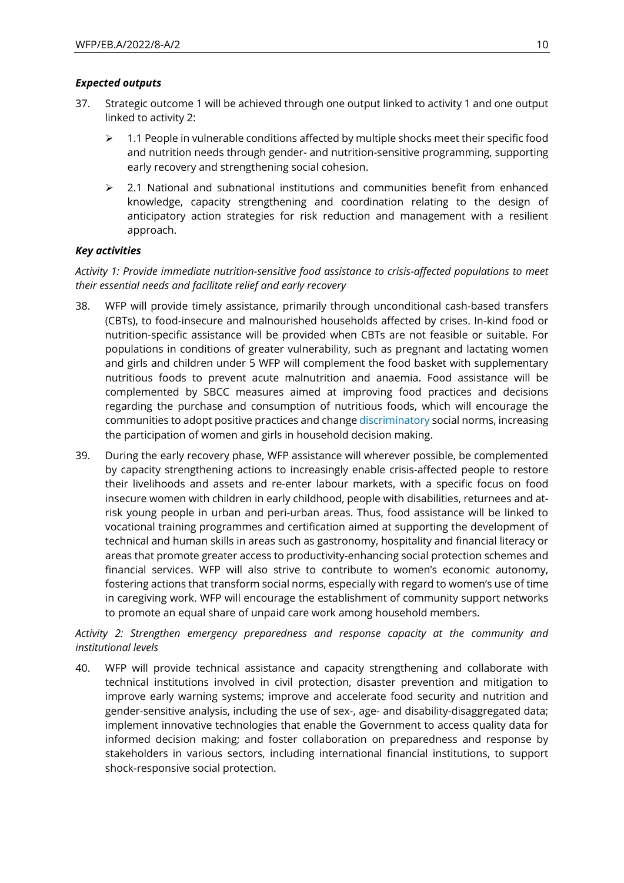***Expected outputs***

37. Strategic outcome 1 will be achieved through one output linked to activity 1 and one output linked to activity 2:

    - 1.1 People in vulnerable conditions affected by multiple shocks meet their specific food and nutrition needs through gender- and nutrition-sensitive programming, supporting early recovery and strengthening social cohesion.

    - 2.1 National and subnational institutions and communities benefit from enhanced knowledge, capacity strengthening and coordination relating to the design of anticipatory action strategies for risk reduction and management with a resilient approach.

***Key activities***

*Activity 1: Provide immediate nutrition-sensitive food assistance to crisis-affected populations to meet their essential needs and facilitate relief and early recovery*

38. WFP will provide timely assistance, primarily through unconditional cash-based transfers (CBTs), to food-insecure and malnourished households affected by crises. In-kind food or nutrition-specific assistance will be provided when CBTs are not feasible or suitable. For populations in conditions of greater vulnerability, such as pregnant and lactating women and girls and children under 5 WFP will complement the food basket with supplementary nutritious foods to prevent acute malnutrition and anaemia. Food assistance will be complemented by SBCC measures aimed at improving food practices and decisions regarding the purchase and consumption of nutritious foods, which will encourage the communities to adopt positive practices and change discriminatory social norms, increasing the participation of women and girls in household decision making.

39. During the early recovery phase, WFP assistance will wherever possible, be complemented by capacity strengthening actions to increasingly enable crisis-affected people to restore their livelihoods and assets and re-enter labour markets, with a specific focus on food insecure women with children in early childhood, people with disabilities, returnees and at-risk young people in urban and peri-urban areas. Thus, food assistance will be linked to vocational training programmes and certification aimed at supporting the development of technical and human skills in areas such as gastronomy, hospitality and financial literacy or areas that promote greater access to productivity-enhancing social protection schemes and financial services. WFP will also strive to contribute to women's economic autonomy, fostering actions that transform social norms, especially with regard to women's use of time in caregiving work. WFP will encourage the establishment of community support networks to promote an equal share of unpaid care work among household members.

*Activity 2: Strengthen emergency preparedness and response capacity at the community and institutional levels*

40. WFP will provide technical assistance and capacity strengthening and collaborate with technical institutions involved in civil protection, disaster prevention and mitigation to improve early warning systems; improve and accelerate food security and nutrition and gender-sensitive analysis, including the use of sex-, age- and disability-disaggregated data; implement innovative technologies that enable the Government to access quality data for informed decision making; and foster collaboration on preparedness and response by stakeholders in various sectors, including international financial institutions, to support shock-responsive social protection.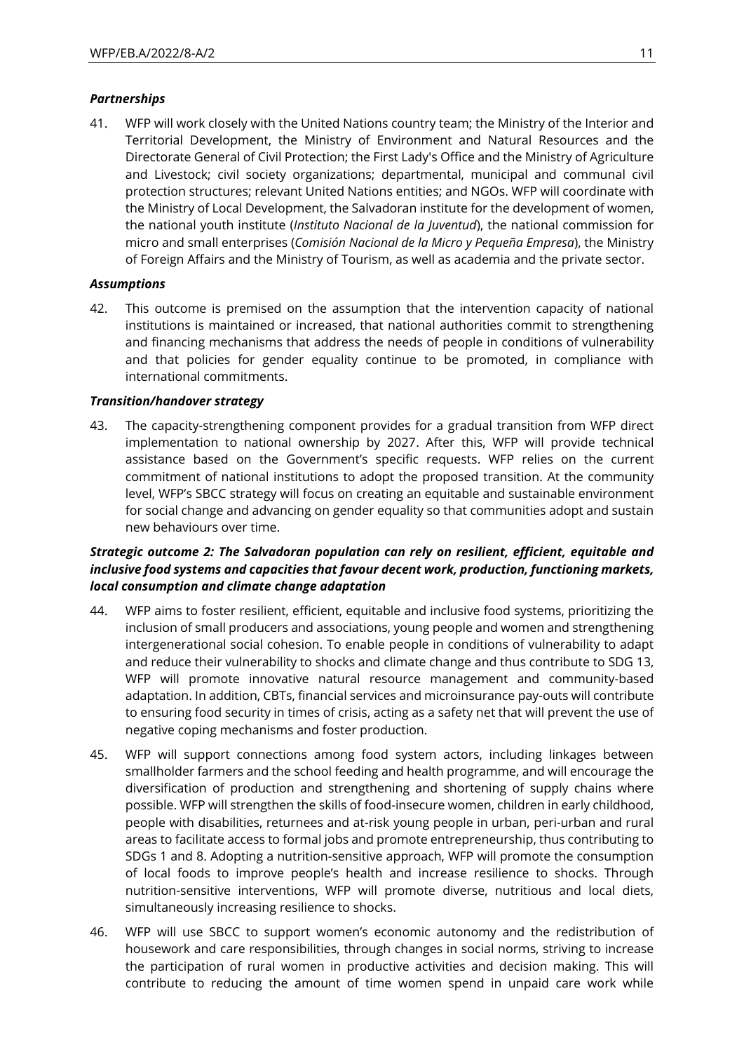***Partnerships***

41. WFP will work closely with the United Nations country team; the Ministry of the Interior and Territorial Development, the Ministry of Environment and Natural Resources and the Directorate General of Civil Protection; the First Lady's Office and the Ministry of Agriculture and Livestock; civil society organizations; departmental, municipal and communal civil protection structures; relevant United Nations entities; and NGOs. WFP will coordinate with the Ministry of Local Development, the Salvadoran institute for the development of women, the national youth institute (*Instituto Nacional de la Juventud*), the national commission for micro and small enterprises (*Comisión Nacional de la Micro y Pequeña Empresa*), the Ministry of Foreign Affairs and the Ministry of Tourism, as well as academia and the private sector.

***Assumptions***

42. This outcome is premised on the assumption that the intervention capacity of national institutions is maintained or increased, that national authorities commit to strengthening and financing mechanisms that address the needs of people in conditions of vulnerability and that policies for gender equality continue to be promoted, in compliance with international commitments.

***Transition/handover strategy***

43. The capacity-strengthening component provides for a gradual transition from WFP direct implementation to national ownership by 2027. After this, WFP will provide technical assistance based on the Government's specific requests. WFP relies on the current commitment of national institutions to adopt the proposed transition. At the community level, WFP's SBCC strategy will focus on creating an equitable and sustainable environment for social change and advancing on gender equality so that communities adopt and sustain new behaviours over time.

***Strategic outcome 2: The Salvadoran population can rely on resilient, efficient, equitable and inclusive food systems and capacities that favour decent work, production, functioning markets, local consumption and climate change adaptation***

44. WFP aims to foster resilient, efficient, equitable and inclusive food systems, prioritizing the inclusion of small producers and associations, young people and women and strengthening intergenerational social cohesion. To enable people in conditions of vulnerability to adapt and reduce their vulnerability to shocks and climate change and thus contribute to SDG 13, WFP will promote innovative natural resource management and community-based adaptation. In addition, CBTs, financial services and microinsurance pay-outs will contribute to ensuring food security in times of crisis, acting as a safety net that will prevent the use of negative coping mechanisms and foster production.

45. WFP will support connections among food system actors, including linkages between smallholder farmers and the school feeding and health programme, and will encourage the diversification of production and strengthening and shortening of supply chains where possible. WFP will strengthen the skills of food-insecure women, children in early childhood, people with disabilities, returnees and at-risk young people in urban, peri-urban and rural areas to facilitate access to formal jobs and promote entrepreneurship, thus contributing to SDGs 1 and 8. Adopting a nutrition-sensitive approach, WFP will promote the consumption of local foods to improve people's health and increase resilience to shocks. Through nutrition-sensitive interventions, WFP will promote diverse, nutritious and local diets, simultaneously increasing resilience to shocks.

46. WFP will use SBCC to support women's economic autonomy and the redistribution of housework and care responsibilities, through changes in social norms, striving to increase the participation of rural women in productive activities and decision making. This will contribute to reducing the amount of time women spend in unpaid care work while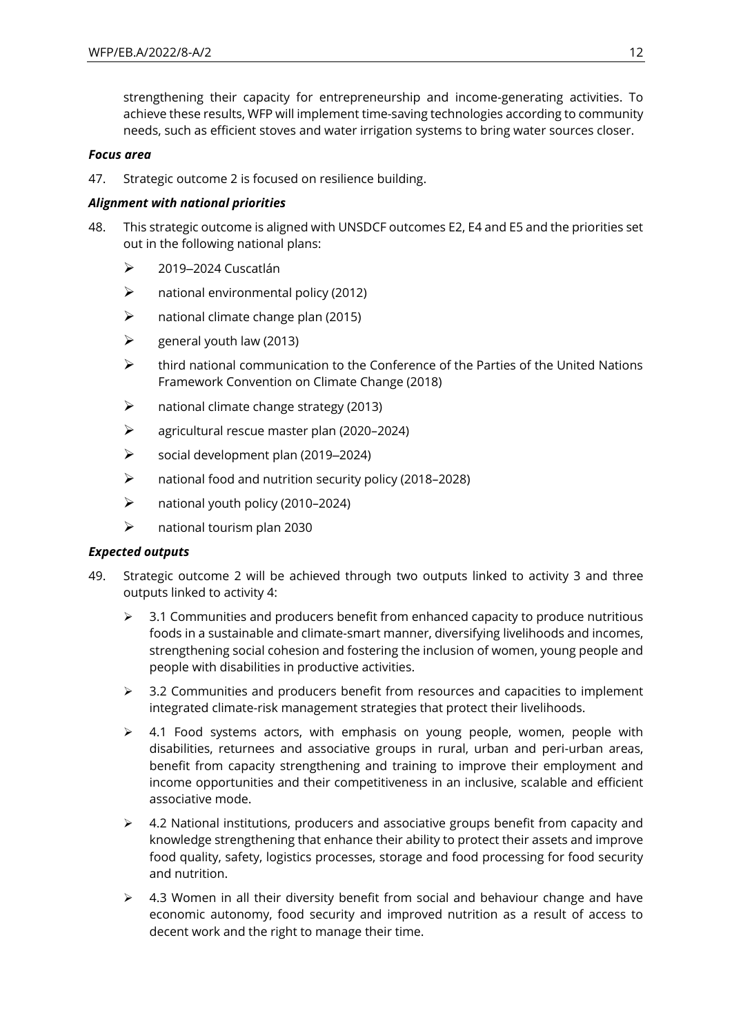strengthening their capacity for entrepreneurship and income-generating activities. To achieve these results, WFP will implement time-saving technologies according to community needs, such as efficient stoves and water irrigation systems to bring water sources closer.

***Focus area***

47. Strategic outcome 2 is focused on resilience building.

***Alignment with national priorities***

48. This strategic outcome is aligned with UNSDCF outcomes E2, E4 and E5 and the priorities set out in the following national plans:

- 2019–2024 Cuscatlán
- national environmental policy (2012)
- national climate change plan (2015)
- general youth law (2013)
- third national communication to the Conference of the Parties of the United Nations Framework Convention on Climate Change (2018)
- national climate change strategy (2013)
- agricultural rescue master plan (2020–2024)
- social development plan (2019–2024)
- national food and nutrition security policy (2018–2028)
- national youth policy (2010–2024)
- national tourism plan 2030

***Expected outputs***

49. Strategic outcome 2 will be achieved through two outputs linked to activity 3 and three outputs linked to activity 4:

- 3.1 Communities and producers benefit from enhanced capacity to produce nutritious foods in a sustainable and climate-smart manner, diversifying livelihoods and incomes, strengthening social cohesion and fostering the inclusion of women, young people and people with disabilities in productive activities.
- 3.2 Communities and producers benefit from resources and capacities to implement integrated climate-risk management strategies that protect their livelihoods.
- 4.1 Food systems actors, with emphasis on young people, women, people with disabilities, returnees and associative groups in rural, urban and peri-urban areas, benefit from capacity strengthening and training to improve their employment and income opportunities and their competitiveness in an inclusive, scalable and efficient associative mode.
- 4.2 National institutions, producers and associative groups benefit from capacity and knowledge strengthening that enhance their ability to protect their assets and improve food quality, safety, logistics processes, storage and food processing for food security and nutrition.
- 4.3 Women in all their diversity benefit from social and behaviour change and have economic autonomy, food security and improved nutrition as a result of access to decent work and the right to manage their time.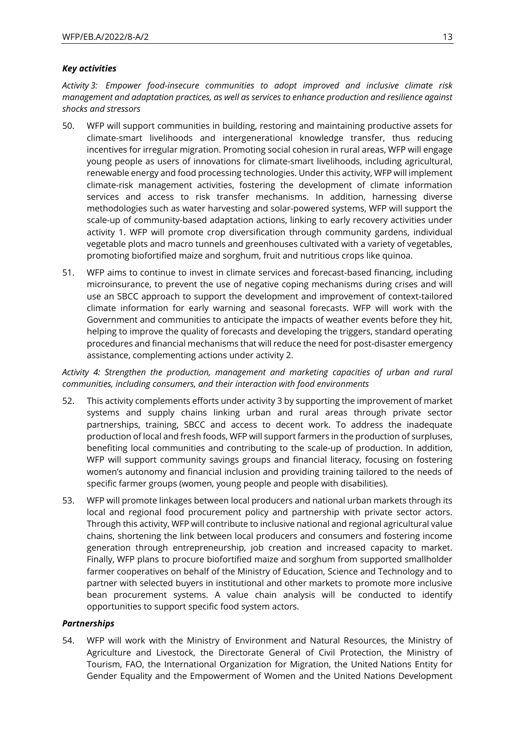### *Key activities*

*Activity 3: Empower food-insecure communities to adopt improved and inclusive climate risk management and adaptation practices, as well as services to enhance production and resilience against shocks and stressors*

50. WFP will support communities in building, restoring and maintaining productive assets for climate-smart livelihoods and intergenerational knowledge transfer, thus reducing incentives for irregular migration. Promoting social cohesion in rural areas, WFP will engage young people as users of innovations for climate-smart livelihoods, including agricultural, renewable energy and food processing technologies. Under this activity, WFP will implement climate-risk management activities, fostering the development of climate information services and access to risk transfer mechanisms. In addition, harnessing diverse methodologies such as water harvesting and solar-powered systems, WFP will support the scale-up of community-based adaptation actions, linking to early recovery activities under activity 1. WFP will promote crop diversification through community gardens, individual vegetable plots and macro tunnels and greenhouses cultivated with a variety of vegetables, promoting biofortified maize and sorghum, fruit and nutritious crops like quinoa.

51. WFP aims to continue to invest in climate services and forecast-based financing, including microinsurance, to prevent the use of negative coping mechanisms during crises and will use an SBCC approach to support the development and improvement of context-tailored climate information for early warning and seasonal forecasts. WFP will work with the Government and communities to anticipate the impacts of weather events before they hit, helping to improve the quality of forecasts and developing the triggers, standard operating procedures and financial mechanisms that will reduce the need for post-disaster emergency assistance, complementing actions under activity 2.

*Activity 4: Strengthen the production, management and marketing capacities of urban and rural communities, including consumers, and their interaction with food environments*

52. This activity complements efforts under activity 3 by supporting the improvement of market systems and supply chains linking urban and rural areas through private sector partnerships, training, SBCC and access to decent work. To address the inadequate production of local and fresh foods, WFP will support farmers in the production of surpluses, benefiting local communities and contributing to the scale-up of production. In addition, WFP will support community savings groups and financial literacy, focusing on fostering women's autonomy and financial inclusion and providing training tailored to the needs of specific farmer groups (women, young people and people with disabilities).

53. WFP will promote linkages between local producers and national urban markets through its local and regional food procurement policy and partnership with private sector actors. Through this activity, WFP will contribute to inclusive national and regional agricultural value chains, shortening the link between local producers and consumers and fostering income generation through entrepreneurship, job creation and increased capacity to market. Finally, WFP plans to procure biofortified maize and sorghum from supported smallholder farmer cooperatives on behalf of the Ministry of Education, Science and Technology and to partner with selected buyers in institutional and other markets to promote more inclusive bean procurement systems. A value chain analysis will be conducted to identify opportunities to support specific food system actors.

### *Partnerships*

54. WFP will work with the Ministry of Environment and Natural Resources, the Ministry of Agriculture and Livestock, the Directorate General of Civil Protection, the Ministry of Tourism, FAO, the International Organization for Migration, the United Nations Entity for Gender Equality and the Empowerment of Women and the United Nations Development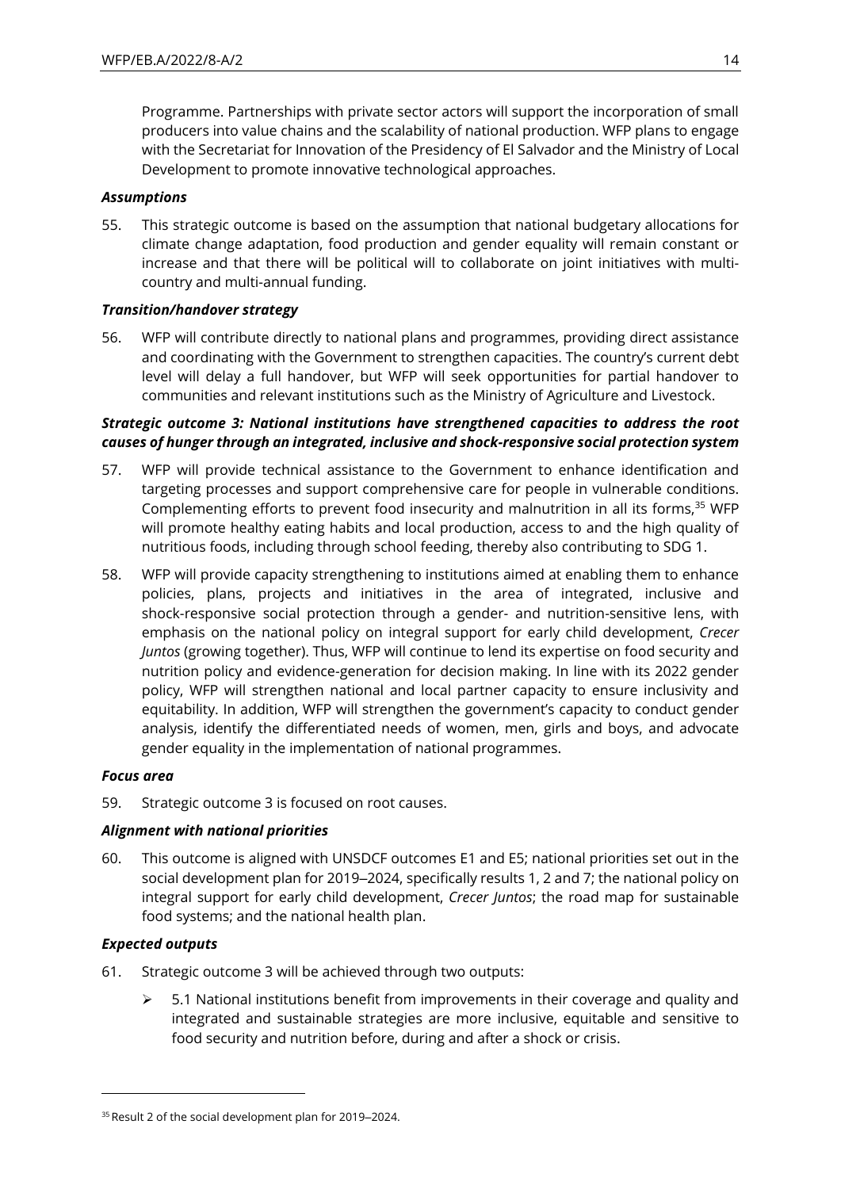Programme. Partnerships with private sector actors will support the incorporation of small producers into value chains and the scalability of national production. WFP plans to engage with the Secretariat for Innovation of the Presidency of El Salvador and the Ministry of Local Development to promote innovative technological approaches.

### *Assumptions*

55. This strategic outcome is based on the assumption that national budgetary allocations for climate change adaptation, food production and gender equality will remain constant or increase and that there will be political will to collaborate on joint initiatives with multi-country and multi-annual funding.

### *Transition/handover strategy*

56. WFP will contribute directly to national plans and programmes, providing direct assistance and coordinating with the Government to strengthen capacities. The country's current debt level will delay a full handover, but WFP will seek opportunities for partial handover to communities and relevant institutions such as the Ministry of Agriculture and Livestock.

### ***Strategic outcome 3: National institutions have strengthened capacities to address the root causes of hunger through an integrated, inclusive and shock-responsive social protection system***

57. WFP will provide technical assistance to the Government to enhance identification and targeting processes and support comprehensive care for people in vulnerable conditions. Complementing efforts to prevent food insecurity and malnutrition in all its forms,[35] WFP will promote healthy eating habits and local production, access to and the high quality of nutritious foods, including through school feeding, thereby also contributing to SDG 1.

58. WFP will provide capacity strengthening to institutions aimed at enabling them to enhance policies, plans, projects and initiatives in the area of integrated, inclusive and shock-responsive social protection through a gender- and nutrition-sensitive lens, with emphasis on the national policy on integral support for early child development, *Crecer Juntos* (growing together). Thus, WFP will continue to lend its expertise on food security and nutrition policy and evidence-generation for decision making. In line with its 2022 gender policy, WFP will strengthen national and local partner capacity to ensure inclusivity and equitability. In addition, WFP will strengthen the government's capacity to conduct gender analysis, identify the differentiated needs of women, men, girls and boys, and advocate gender equality in the implementation of national programmes.

### *Focus area*

59. Strategic outcome 3 is focused on root causes.

### *Alignment with national priorities*

60. This outcome is aligned with UNSDCF outcomes E1 and E5; national priorities set out in the social development plan for 2019–2024, specifically results 1, 2 and 7; the national policy on integral support for early child development, *Crecer Juntos*; the road map for sustainable food systems; and the national health plan.

### *Expected outputs*

61. Strategic outcome 3 will be achieved through two outputs:

   - 5.1 National institutions benefit from improvements in their coverage and quality and integrated and sustainable strategies are more inclusive, equitable and sensitive to food security and nutrition before, during and after a shock or crisis.

---

[35] Result 2 of the social development plan for 2019–2024.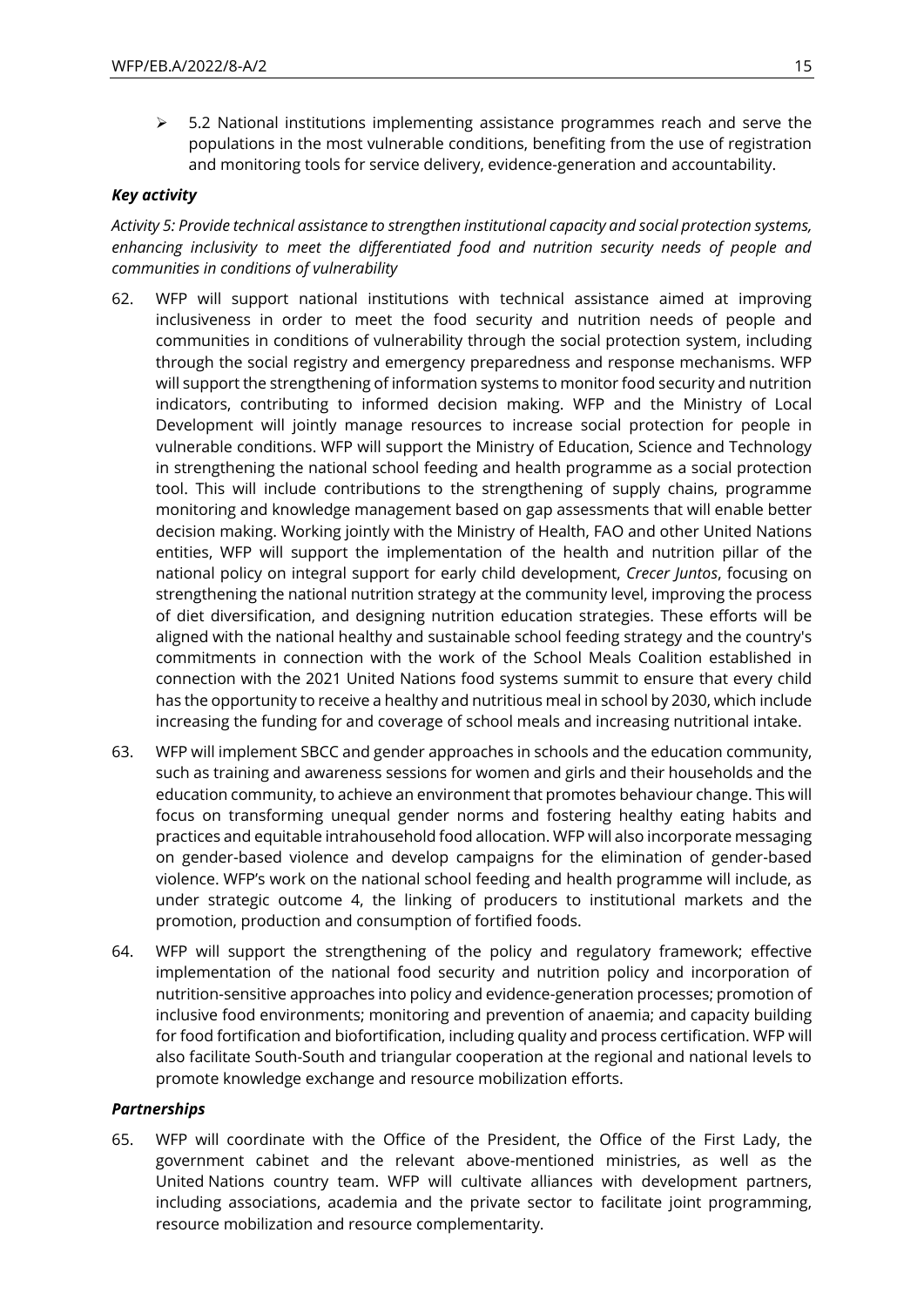- 5.2 National institutions implementing assistance programmes reach and serve the populations in the most vulnerable conditions, benefiting from the use of registration and monitoring tools for service delivery, evidence-generation and accountability.

***Key activity***

*Activity 5: Provide technical assistance to strengthen institutional capacity and social protection systems, enhancing inclusivity to meet the differentiated food and nutrition security needs of people and communities in conditions of vulnerability*

62. WFP will support national institutions with technical assistance aimed at improving inclusiveness in order to meet the food security and nutrition needs of people and communities in conditions of vulnerability through the social protection system, including through the social registry and emergency preparedness and response mechanisms. WFP will support the strengthening of information systems to monitor food security and nutrition indicators, contributing to informed decision making. WFP and the Ministry of Local Development will jointly manage resources to increase social protection for people in vulnerable conditions. WFP will support the Ministry of Education, Science and Technology in strengthening the national school feeding and health programme as a social protection tool. This will include contributions to the strengthening of supply chains, programme monitoring and knowledge management based on gap assessments that will enable better decision making. Working jointly with the Ministry of Health, FAO and other United Nations entities, WFP will support the implementation of the health and nutrition pillar of the national policy on integral support for early child development, *Crecer Juntos*, focusing on strengthening the national nutrition strategy at the community level, improving the process of diet diversification, and designing nutrition education strategies. These efforts will be aligned with the national healthy and sustainable school feeding strategy and the country's commitments in connection with the work of the School Meals Coalition established in connection with the 2021 United Nations food systems summit to ensure that every child has the opportunity to receive a healthy and nutritious meal in school by 2030, which include increasing the funding for and coverage of school meals and increasing nutritional intake.

63. WFP will implement SBCC and gender approaches in schools and the education community, such as training and awareness sessions for women and girls and their households and the education community, to achieve an environment that promotes behaviour change. This will focus on transforming unequal gender norms and fostering healthy eating habits and practices and equitable intrahousehold food allocation. WFP will also incorporate messaging on gender-based violence and develop campaigns for the elimination of gender-based violence. WFP's work on the national school feeding and health programme will include, as under strategic outcome 4, the linking of producers to institutional markets and the promotion, production and consumption of fortified foods.

64. WFP will support the strengthening of the policy and regulatory framework; effective implementation of the national food security and nutrition policy and incorporation of nutrition-sensitive approaches into policy and evidence-generation processes; promotion of inclusive food environments; monitoring and prevention of anaemia; and capacity building for food fortification and biofortification, including quality and process certification. WFP will also facilitate South-South and triangular cooperation at the regional and national levels to promote knowledge exchange and resource mobilization efforts.

***Partnerships***

65. WFP will coordinate with the Office of the President, the Office of the First Lady, the government cabinet and the relevant above-mentioned ministries, as well as the United Nations country team. WFP will cultivate alliances with development partners, including associations, academia and the private sector to facilitate joint programming, resource mobilization and resource complementarity.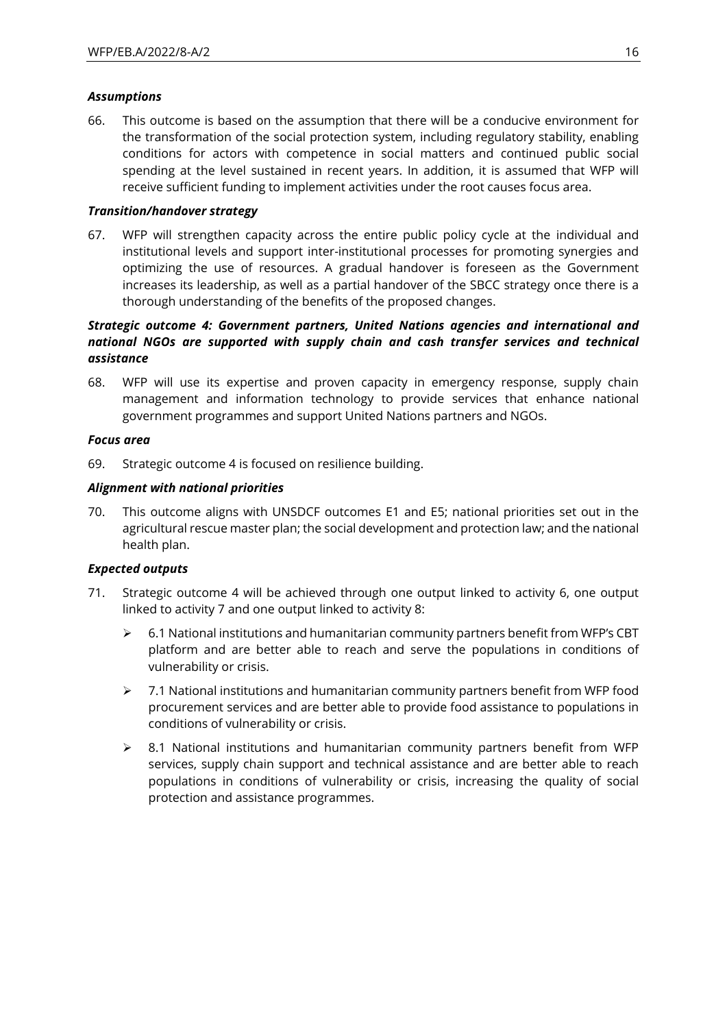*Assumptions*

66. This outcome is based on the assumption that there will be a conducive environment for the transformation of the social protection system, including regulatory stability, enabling conditions for actors with competence in social matters and continued public social spending at the level sustained in recent years. In addition, it is assumed that WFP will receive sufficient funding to implement activities under the root causes focus area.

*Transition/handover strategy*

67. WFP will strengthen capacity across the entire public policy cycle at the individual and institutional levels and support inter-institutional processes for promoting synergies and optimizing the use of resources. A gradual handover is foreseen as the Government increases its leadership, as well as a partial handover of the SBCC strategy once there is a thorough understanding of the benefits of the proposed changes.

***Strategic outcome 4: Government partners, United Nations agencies and international and national NGOs are supported with supply chain and cash transfer services and technical assistance***

68. WFP will use its expertise and proven capacity in emergency response, supply chain management and information technology to provide services that enhance national government programmes and support United Nations partners and NGOs.

*Focus area*

69. Strategic outcome 4 is focused on resilience building.

*Alignment with national priorities*

70. This outcome aligns with UNSDCF outcomes E1 and E5; national priorities set out in the agricultural rescue master plan; the social development and protection law; and the national health plan.

*Expected outputs*

71. Strategic outcome 4 will be achieved through one output linked to activity 6, one output linked to activity 7 and one output linked to activity 8:

- 6.1 National institutions and humanitarian community partners benefit from WFP's CBT platform and are better able to reach and serve the populations in conditions of vulnerability or crisis.
- 7.1 National institutions and humanitarian community partners benefit from WFP food procurement services and are better able to provide food assistance to populations in conditions of vulnerability or crisis.
- 8.1 National institutions and humanitarian community partners benefit from WFP services, supply chain support and technical assistance and are better able to reach populations in conditions of vulnerability or crisis, increasing the quality of social protection and assistance programmes.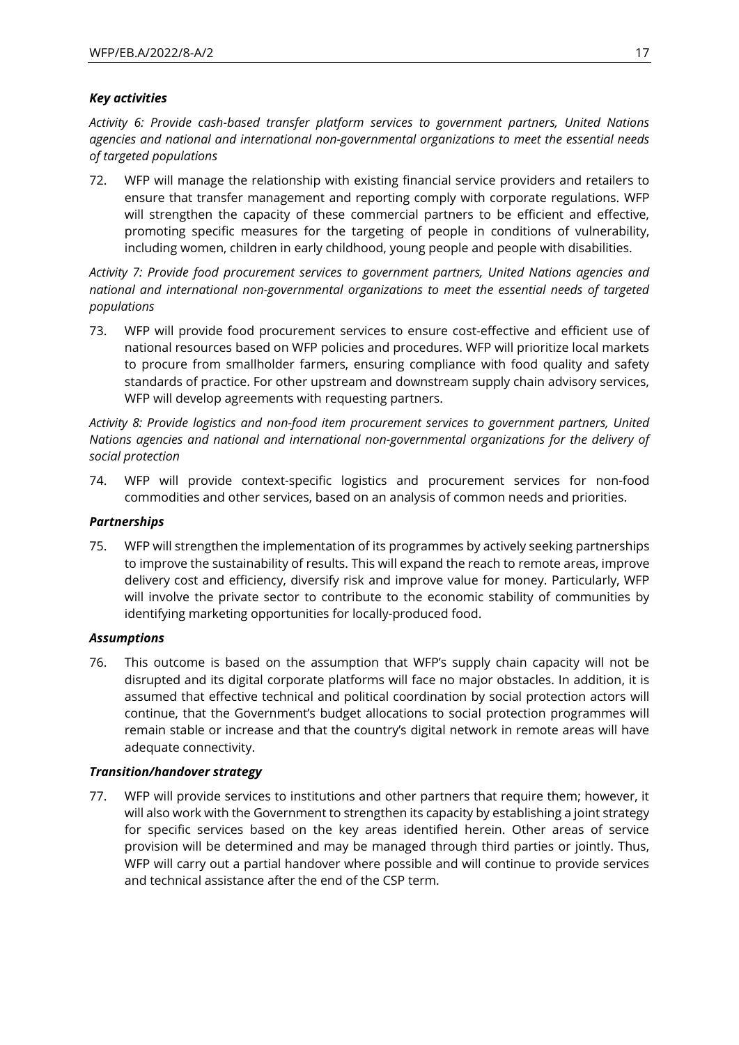***Key activities***

*Activity 6: Provide cash-based transfer platform services to government partners, United Nations agencies and national and international non-governmental organizations to meet the essential needs of targeted populations*

72. WFP will manage the relationship with existing financial service providers and retailers to ensure that transfer management and reporting comply with corporate regulations. WFP will strengthen the capacity of these commercial partners to be efficient and effective, promoting specific measures for the targeting of people in conditions of vulnerability, including women, children in early childhood, young people and people with disabilities.

*Activity 7: Provide food procurement services to government partners, United Nations agencies and national and international non-governmental organizations to meet the essential needs of targeted populations*

73. WFP will provide food procurement services to ensure cost-effective and efficient use of national resources based on WFP policies and procedures. WFP will prioritize local markets to procure from smallholder farmers, ensuring compliance with food quality and safety standards of practice. For other upstream and downstream supply chain advisory services, WFP will develop agreements with requesting partners.

*Activity 8: Provide logistics and non-food item procurement services to government partners, United Nations agencies and national and international non-governmental organizations for the delivery of social protection*

74. WFP will provide context-specific logistics and procurement services for non-food commodities and other services, based on an analysis of common needs and priorities.

***Partnerships***

75. WFP will strengthen the implementation of its programmes by actively seeking partnerships to improve the sustainability of results. This will expand the reach to remote areas, improve delivery cost and efficiency, diversify risk and improve value for money. Particularly, WFP will involve the private sector to contribute to the economic stability of communities by identifying marketing opportunities for locally-produced food.

***Assumptions***

76. This outcome is based on the assumption that WFP's supply chain capacity will not be disrupted and its digital corporate platforms will face no major obstacles. In addition, it is assumed that effective technical and political coordination by social protection actors will continue, that the Government's budget allocations to social protection programmes will remain stable or increase and that the country's digital network in remote areas will have adequate connectivity.

***Transition/handover strategy***

77. WFP will provide services to institutions and other partners that require them; however, it will also work with the Government to strengthen its capacity by establishing a joint strategy for specific services based on the key areas identified herein. Other areas of service provision will be determined and may be managed through third parties or jointly. Thus, WFP will carry out a partial handover where possible and will continue to provide services and technical assistance after the end of the CSP term.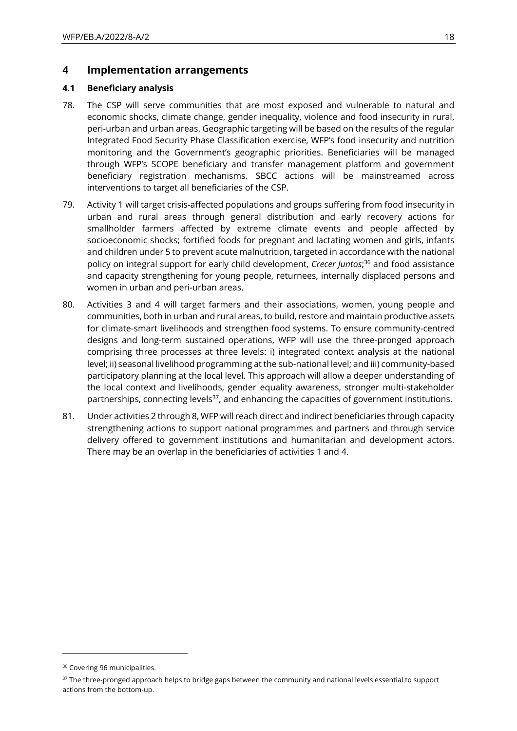# 4 Implementation arrangements

## 4.1 Beneficiary analysis

78. The CSP will serve communities that are most exposed and vulnerable to natural and economic shocks, climate change, gender inequality, violence and food insecurity in rural, peri-urban and urban areas. Geographic targeting will be based on the results of the regular Integrated Food Security Phase Classification exercise, WFP's food insecurity and nutrition monitoring and the Government's geographic priorities. Beneficiaries will be managed through WFP's SCOPE beneficiary and transfer management platform and government beneficiary registration mechanisms. SBCC actions will be mainstreamed across interventions to target all beneficiaries of the CSP.

79. Activity 1 will target crisis-affected populations and groups suffering from food insecurity in urban and rural areas through general distribution and early recovery actions for smallholder farmers affected by extreme climate events and people affected by socioeconomic shocks; fortified foods for pregnant and lactating women and girls, infants and children under 5 to prevent acute malnutrition, targeted in accordance with the national policy on integral support for early child development, *Crecer Juntos*;[36] and food assistance and capacity strengthening for young people, returnees, internally displaced persons and women in urban and peri-urban areas.

80. Activities 3 and 4 will target farmers and their associations, women, young people and communities, both in urban and rural areas, to build, restore and maintain productive assets for climate-smart livelihoods and strengthen food systems. To ensure community-centred designs and long-term sustained operations, WFP will use the three-pronged approach comprising three processes at three levels: i) integrated context analysis at the national level; ii) seasonal livelihood programming at the sub-national level; and iii) community-based participatory planning at the local level. This approach will allow a deeper understanding of the local context and livelihoods, gender equality awareness, stronger multi-stakeholder partnerships, connecting levels[37], and enhancing the capacities of government institutions.

81. Under activities 2 through 8, WFP will reach direct and indirect beneficiaries through capacity strengthening actions to support national programmes and partners and through service delivery offered to government institutions and humanitarian and development actors. There may be an overlap in the beneficiaries of activities 1 and 4.

---

[36] Covering 96 municipalities.

[37] The three-pronged approach helps to bridge gaps between the community and national levels essential to support actions from the bottom-up.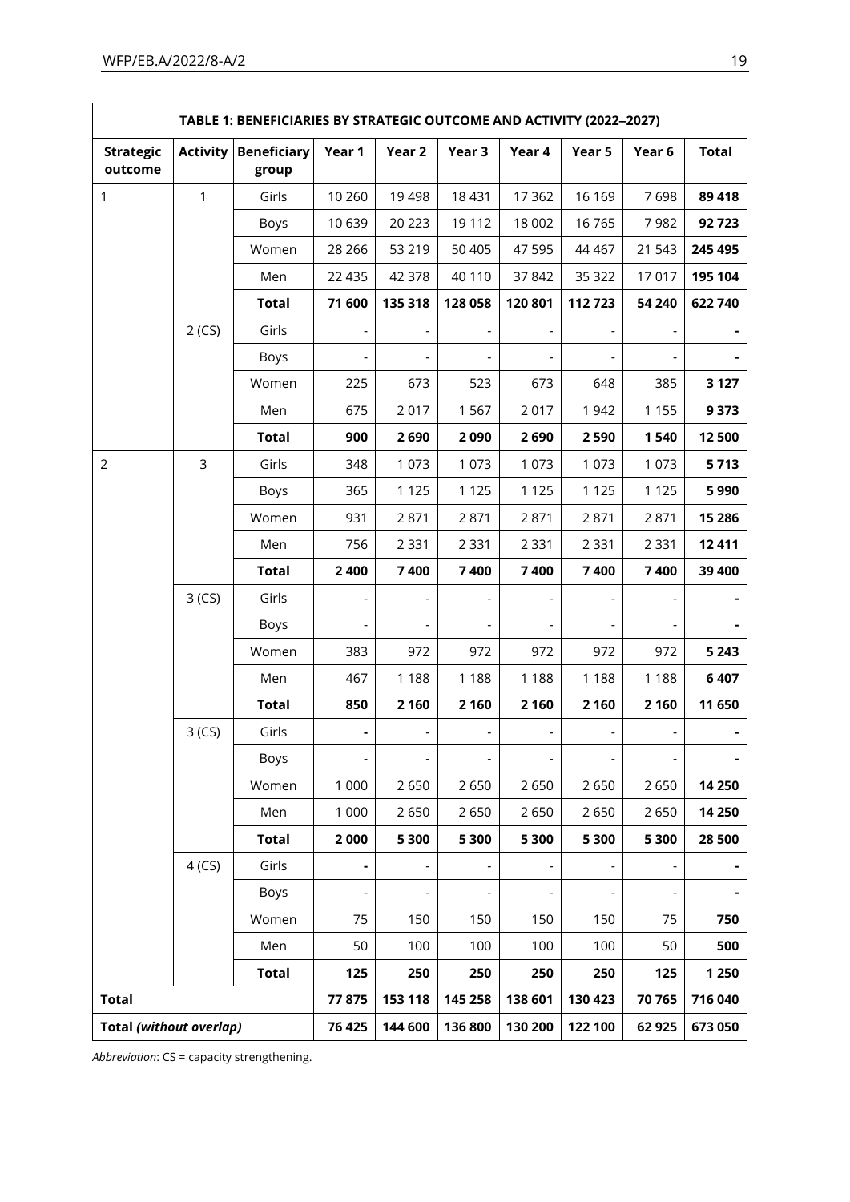| TABLE 1: BENEFICIARIES BY STRATEGIC OUTCOME AND ACTIVITY (2022–2027) | | | | | | | | | |
|---|---|---|---|---|---|---|---|---|---|
| **Strategic outcome** | **Activity** | **Beneficiary group** | **Year 1** | **Year 2** | **Year 3** | **Year 4** | **Year 5** | **Year 6** | **Total** |
| 1 | 1 | Girls | 10 260 | 19 498 | 18 431 | 17 362 | 16 169 | 7 698 | **89 418** |
| | | Boys | 10 639 | 20 223 | 19 112 | 18 002 | 16 765 | 7 982 | **92 723** |
| | | Women | 28 266 | 53 219 | 50 405 | 47 595 | 44 467 | 21 543 | **245 495** |
| | | Men | 22 435 | 42 378 | 40 110 | 37 842 | 35 322 | 17 017 | **195 104** |
| | | **Total** | **71 600** | **135 318** | **128 058** | **120 801** | **112 723** | **54 240** | **622 740** |
| | 2 (CS) | Girls | - | - | - | - | - | - | **-** |
| | | Boys | - | - | - | - | - | - | **-** |
| | | Women | 225 | 673 | 523 | 673 | 648 | 385 | **3 127** |
| | | Men | 675 | 2 017 | 1 567 | 2 017 | 1 942 | 1 155 | **9 373** |
| | | **Total** | **900** | **2 690** | **2 090** | **2 690** | **2 590** | **1 540** | **12 500** |
| 2 | 3 | Girls | 348 | 1 073 | 1 073 | 1 073 | 1 073 | 1 073 | **5 713** |
| | | Boys | 365 | 1 125 | 1 125 | 1 125 | 1 125 | 1 125 | **5 990** |
| | | Women | 931 | 2 871 | 2 871 | 2 871 | 2 871 | 2 871 | **15 286** |
| | | Men | 756 | 2 331 | 2 331 | 2 331 | 2 331 | 2 331 | **12 411** |
| | | **Total** | **2 400** | **7 400** | **7 400** | **7 400** | **7 400** | **7 400** | **39 400** |
| | 3 (CS) | Girls | - | - | - | - | - | - | **-** |
| | | Boys | - | - | - | - | - | - | **-** |
| | | Women | 383 | 972 | 972 | 972 | 972 | 972 | **5 243** |
| | | Men | 467 | 1 188 | 1 188 | 1 188 | 1 188 | 1 188 | **6 407** |
| | | **Total** | **850** | **2 160** | **2 160** | **2 160** | **2 160** | **2 160** | **11 650** |
| | 3 (CS) | Girls | **-** | - | - | - | - | - | **-** |
| | | Boys | - | - | - | - | - | - | **-** |
| | | Women | 1 000 | 2 650 | 2 650 | 2 650 | 2 650 | 2 650 | **14 250** |
| | | Men | 1 000 | 2 650 | 2 650 | 2 650 | 2 650 | 2 650 | **14 250** |
| | | **Total** | **2 000** | **5 300** | **5 300** | **5 300** | **5 300** | **5 300** | **28 500** |
| | 4 (CS) | Girls | **-** | - | - | - | - | - | **-** |
| | | Boys | - | - | - | - | - | - | **-** |
| | | Women | 75 | 150 | 150 | 150 | 150 | 75 | **750** |
| | | Men | 50 | 100 | 100 | 100 | 100 | 50 | **500** |
| | | **Total** | **125** | **250** | **250** | **250** | **250** | **125** | **1 250** |
| **Total** | | | **77 875** | **153 118** | **145 258** | **138 601** | **130 423** | **70 765** | **716 040** |
| **Total *(without overlap)*** | | | **76 425** | **144 600** | **136 800** | **130 200** | **122 100** | **62 925** | **673 050** |

*Abbreviation*: CS = capacity strengthening.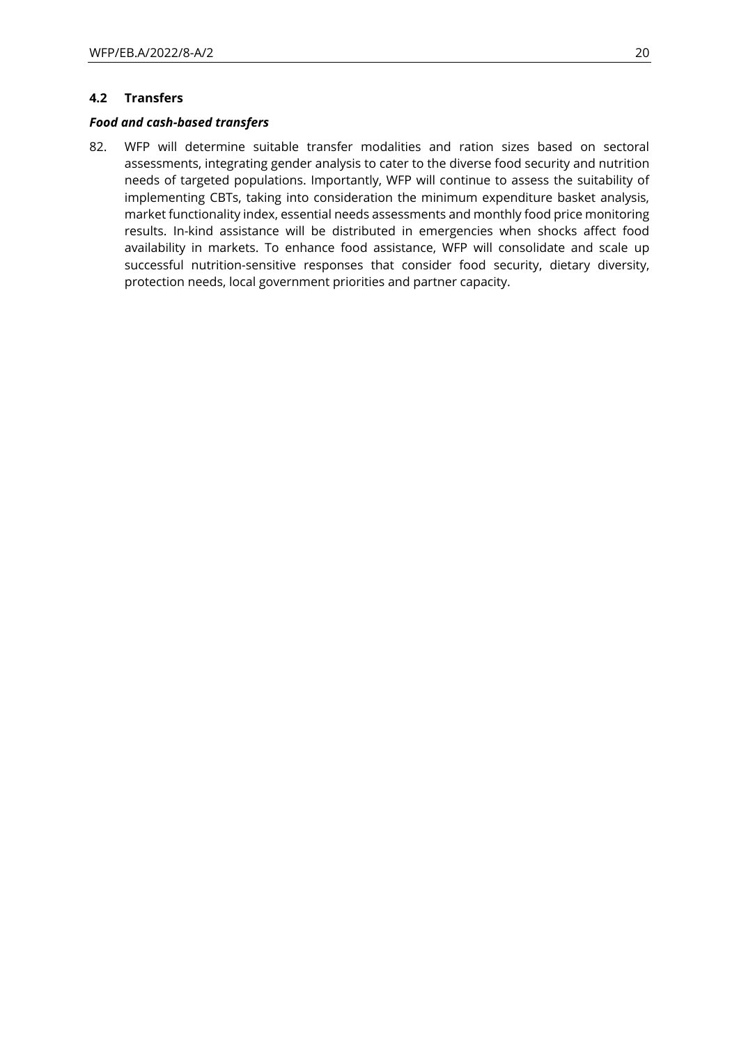### 4.2 Transfers

***Food and cash-based transfers***

82. WFP will determine suitable transfer modalities and ration sizes based on sectoral assessments, integrating gender analysis to cater to the diverse food security and nutrition needs of targeted populations. Importantly, WFP will continue to assess the suitability of implementing CBTs, taking into consideration the minimum expenditure basket analysis, market functionality index, essential needs assessments and monthly food price monitoring results. In-kind assistance will be distributed in emergencies when shocks affect food availability in markets. To enhance food assistance, WFP will consolidate and scale up successful nutrition-sensitive responses that consider food security, dietary diversity, protection needs, local government priorities and partner capacity.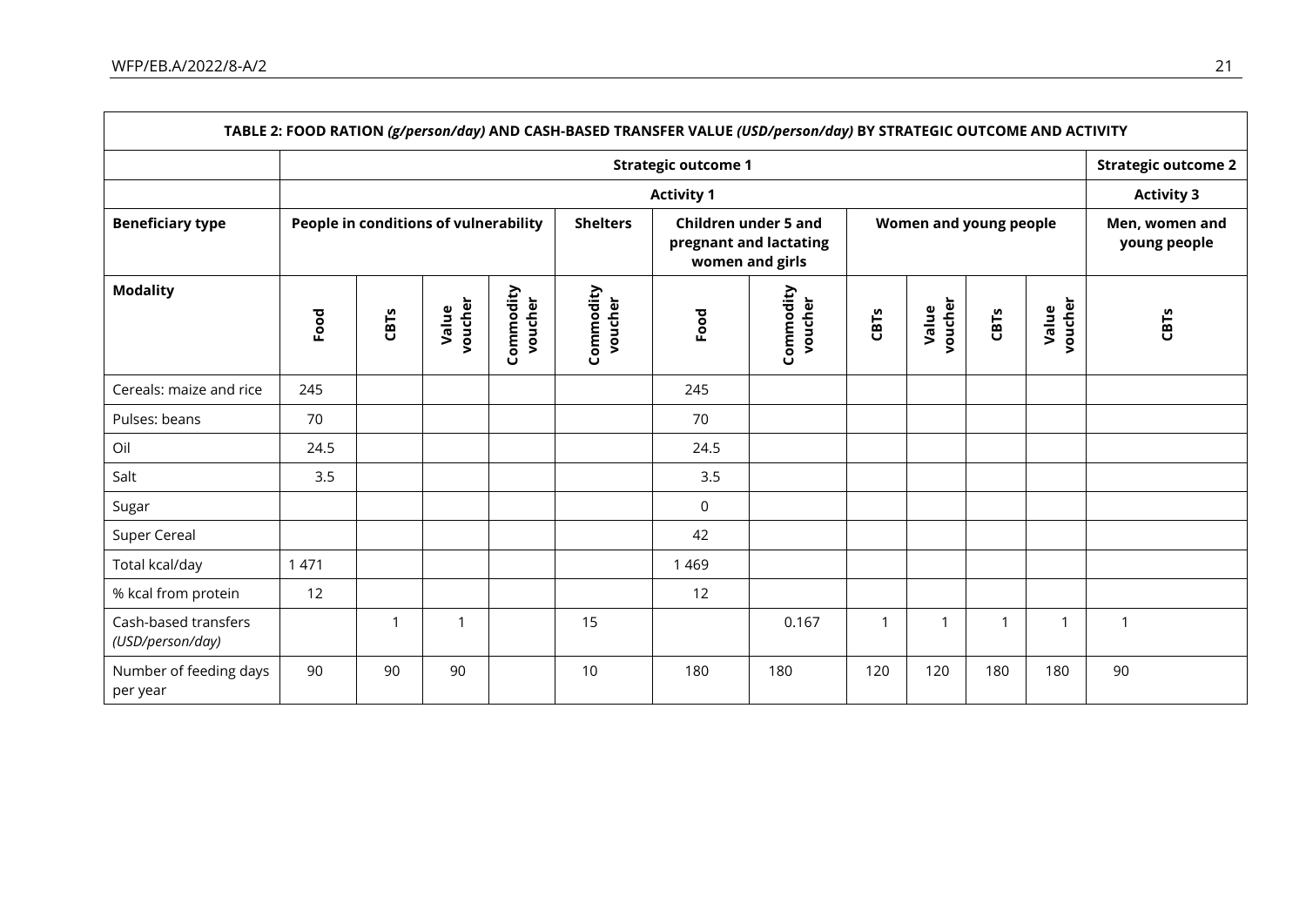| TABLE 2: FOOD RATION *(g/person/day)* AND CASH-BASED TRANSFER VALUE *(USD/person/day)* BY STRATEGIC OUTCOME AND ACTIVITY | | | | | | | | | | | | |
|---|---|---|---|---|---|---|---|---|---|---|---|---|
| | **Strategic outcome 1** | | | | | | | | | | | **Strategic outcome 2** |
| | **Activity 1** | | | | | | | | | | | **Activity 3** |
| **Beneficiary type** | **People in conditions of vulnerability** | | | | **Shelters** | **Children under 5 and pregnant and lactating women and girls** | | **Women and young people** | | | | **Men, women and young people** |
| **Modality** | **Food** | **CBTs** | **Value voucher** | **Commodity voucher** | **Commodity voucher** | **Food** | **Commodity voucher** | **CBTs** | **Value voucher** | **CBTs** | **Value voucher** | **CBTs** |
| Cereals: maize and rice | 245 | | | | | 245 | | | | | | |
| Pulses: beans | 70 | | | | | 70 | | | | | | |
| Oil | 24.5 | | | | | 24.5 | | | | | | |
| Salt | 3.5 | | | | | 3.5 | | | | | | |
| Sugar | | | | | | 0 | | | | | | |
| Super Cereal | | | | | | 42 | | | | | | |
| Total kcal/day | 1 471 | | | | | 1 469 | | | | | | |
| % kcal from protein | 12 | | | | | 12 | | | | | | |
| Cash-based transfers *(USD/person/day)* | | 1 | 1 | | 15 | | 0.167 | 1 | 1 | 1 | 1 | 1 |
| Number of feeding days per year | 90 | 90 | 90 | | 10 | 180 | 180 | 120 | 120 | 180 | 180 | 90 |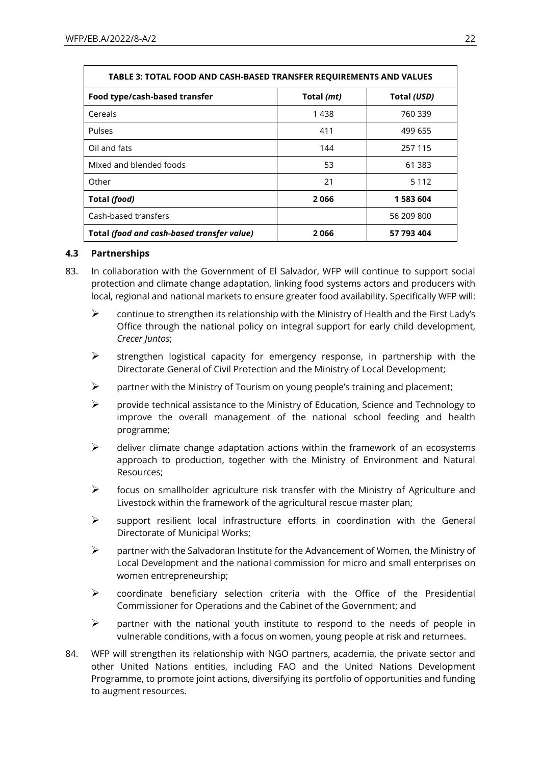| TABLE 3: TOTAL FOOD AND CASH-BASED TRANSFER REQUIREMENTS AND VALUES | | |
|---|---|---|
| **Food type/cash-based transfer** | **Total *(mt)*** | **Total *(USD)*** |
| Cereals | 1 438 | 760 339 |
| Pulses | 411 | 499 655 |
| Oil and fats | 144 | 257 115 |
| Mixed and blended foods | 53 | 61 383 |
| Other | 21 | 5 112 |
| **Total *(food)*** | **2 066** | **1 583 604** |
| Cash-based transfers | | 56 209 800 |
| **Total *(food and cash-based transfer value)*** | **2 066** | **57 793 404** |

### 4.3 Partnerships

83. In collaboration with the Government of El Salvador, WFP will continue to support social protection and climate change adaptation, linking food systems actors and producers with local, regional and national markets to ensure greater food availability. Specifically WFP will:

    - continue to strengthen its relationship with the Ministry of Health and the First Lady's Office through the national policy on integral support for early child development, *Crecer Juntos*;
    - strengthen logistical capacity for emergency response, in partnership with the Directorate General of Civil Protection and the Ministry of Local Development;
    - partner with the Ministry of Tourism on young people's training and placement;
    - provide technical assistance to the Ministry of Education, Science and Technology to improve the overall management of the national school feeding and health programme;
    - deliver climate change adaptation actions within the framework of an ecosystems approach to production, together with the Ministry of Environment and Natural Resources;
    - focus on smallholder agriculture risk transfer with the Ministry of Agriculture and Livestock within the framework of the agricultural rescue master plan;
    - support resilient local infrastructure efforts in coordination with the General Directorate of Municipal Works;
    - partner with the Salvadoran Institute for the Advancement of Women, the Ministry of Local Development and the national commission for micro and small enterprises on women entrepreneurship;
    - coordinate beneficiary selection criteria with the Office of the Presidential Commissioner for Operations and the Cabinet of the Government; and
    - partner with the national youth institute to respond to the needs of people in vulnerable conditions, with a focus on women, young people at risk and returnees.

84. WFP will strengthen its relationship with NGO partners, academia, the private sector and other United Nations entities, including FAO and the United Nations Development Programme, to promote joint actions, diversifying its portfolio of opportunities and funding to augment resources.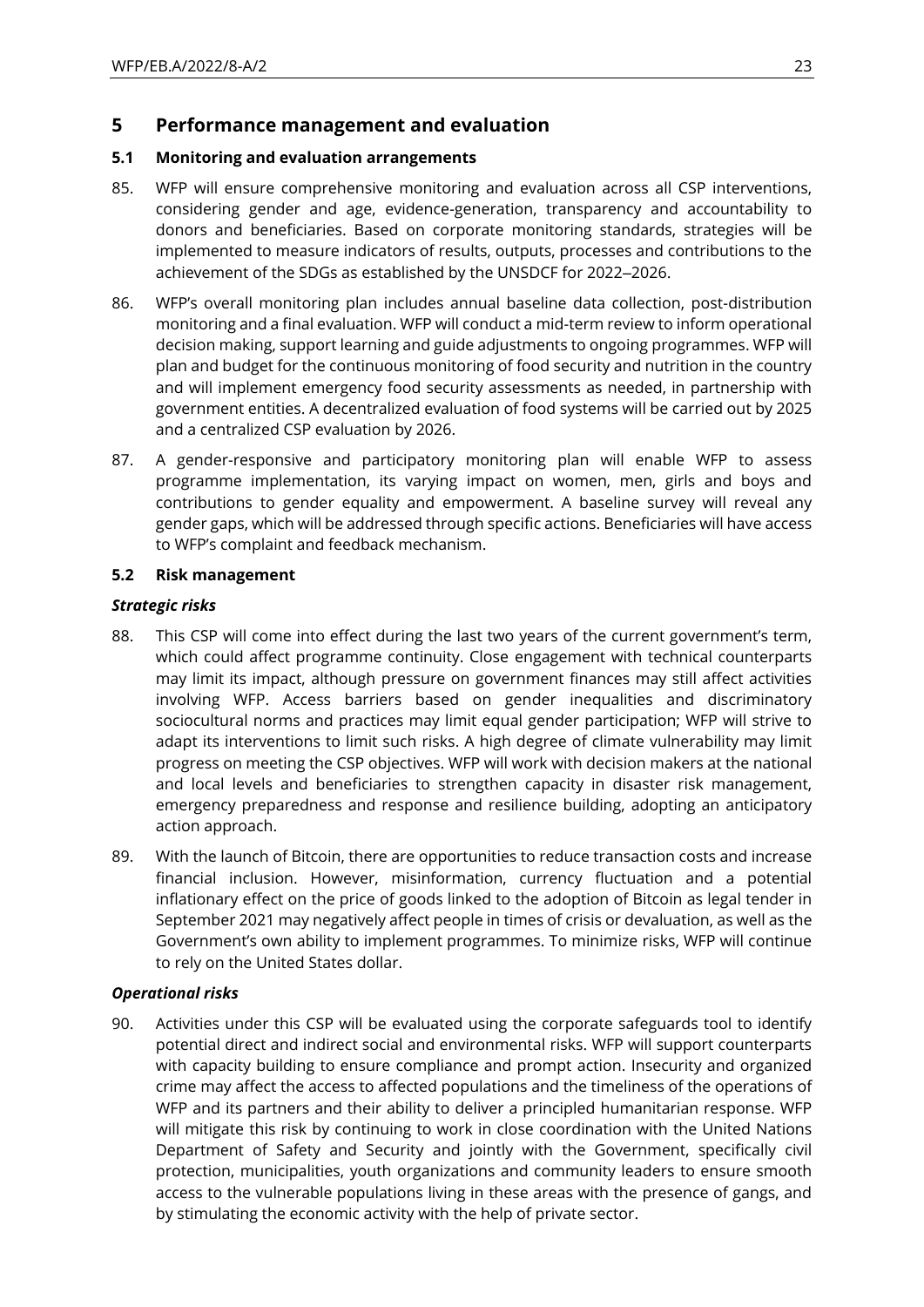## 5 Performance management and evaluation

### 5.1 Monitoring and evaluation arrangements

85. WFP will ensure comprehensive monitoring and evaluation across all CSP interventions, considering gender and age, evidence-generation, transparency and accountability to donors and beneficiaries. Based on corporate monitoring standards, strategies will be implemented to measure indicators of results, outputs, processes and contributions to the achievement of the SDGs as established by the UNSDCF for 2022–2026.

86. WFP's overall monitoring plan includes annual baseline data collection, post-distribution monitoring and a final evaluation. WFP will conduct a mid-term review to inform operational decision making, support learning and guide adjustments to ongoing programmes. WFP will plan and budget for the continuous monitoring of food security and nutrition in the country and will implement emergency food security assessments as needed, in partnership with government entities. A decentralized evaluation of food systems will be carried out by 2025 and a centralized CSP evaluation by 2026.

87. A gender-responsive and participatory monitoring plan will enable WFP to assess programme implementation, its varying impact on women, men, girls and boys and contributions to gender equality and empowerment. A baseline survey will reveal any gender gaps, which will be addressed through specific actions. Beneficiaries will have access to WFP's complaint and feedback mechanism.

### 5.2 Risk management

***Strategic risks***

88. This CSP will come into effect during the last two years of the current government's term, which could affect programme continuity. Close engagement with technical counterparts may limit its impact, although pressure on government finances may still affect activities involving WFP. Access barriers based on gender inequalities and discriminatory sociocultural norms and practices may limit equal gender participation; WFP will strive to adapt its interventions to limit such risks. A high degree of climate vulnerability may limit progress on meeting the CSP objectives. WFP will work with decision makers at the national and local levels and beneficiaries to strengthen capacity in disaster risk management, emergency preparedness and response and resilience building, adopting an anticipatory action approach.

89. With the launch of Bitcoin, there are opportunities to reduce transaction costs and increase financial inclusion. However, misinformation, currency fluctuation and a potential inflationary effect on the price of goods linked to the adoption of Bitcoin as legal tender in September 2021 may negatively affect people in times of crisis or devaluation, as well as the Government's own ability to implement programmes. To minimize risks, WFP will continue to rely on the United States dollar.

***Operational risks***

90. Activities under this CSP will be evaluated using the corporate safeguards tool to identify potential direct and indirect social and environmental risks. WFP will support counterparts with capacity building to ensure compliance and prompt action. Insecurity and organized crime may affect the access to affected populations and the timeliness of the operations of WFP and its partners and their ability to deliver a principled humanitarian response. WFP will mitigate this risk by continuing to work in close coordination with the United Nations Department of Safety and Security and jointly with the Government, specifically civil protection, municipalities, youth organizations and community leaders to ensure smooth access to the vulnerable populations living in these areas with the presence of gangs, and by stimulating the economic activity with the help of private sector.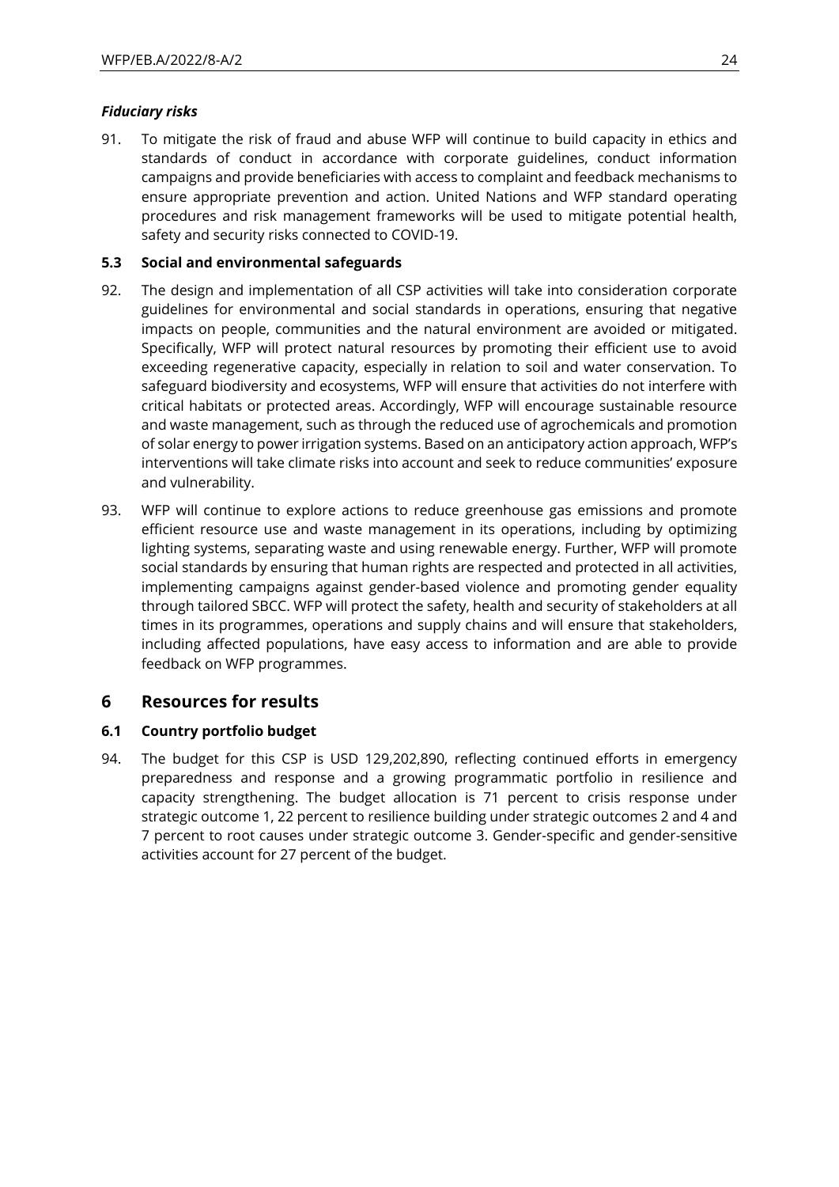#### *Fiduciary risks*

91. To mitigate the risk of fraud and abuse WFP will continue to build capacity in ethics and standards of conduct in accordance with corporate guidelines, conduct information campaigns and provide beneficiaries with access to complaint and feedback mechanisms to ensure appropriate prevention and action. United Nations and WFP standard operating procedures and risk management frameworks will be used to mitigate potential health, safety and security risks connected to COVID-19.

### 5.3 Social and environmental safeguards

92. The design and implementation of all CSP activities will take into consideration corporate guidelines for environmental and social standards in operations, ensuring that negative impacts on people, communities and the natural environment are avoided or mitigated. Specifically, WFP will protect natural resources by promoting their efficient use to avoid exceeding regenerative capacity, especially in relation to soil and water conservation. To safeguard biodiversity and ecosystems, WFP will ensure that activities do not interfere with critical habitats or protected areas. Accordingly, WFP will encourage sustainable resource and waste management, such as through the reduced use of agrochemicals and promotion of solar energy to power irrigation systems. Based on an anticipatory action approach, WFP's interventions will take climate risks into account and seek to reduce communities' exposure and vulnerability.

93. WFP will continue to explore actions to reduce greenhouse gas emissions and promote efficient resource use and waste management in its operations, including by optimizing lighting systems, separating waste and using renewable energy. Further, WFP will promote social standards by ensuring that human rights are respected and protected in all activities, implementing campaigns against gender-based violence and promoting gender equality through tailored SBCC. WFP will protect the safety, health and security of stakeholders at all times in its programmes, operations and supply chains and will ensure that stakeholders, including affected populations, have easy access to information and are able to provide feedback on WFP programmes.

## 6 Resources for results

### 6.1 Country portfolio budget

94. The budget for this CSP is USD 129,202,890, reflecting continued efforts in emergency preparedness and response and a growing programmatic portfolio in resilience and capacity strengthening. The budget allocation is 71 percent to crisis response under strategic outcome 1, 22 percent to resilience building under strategic outcomes 2 and 4 and 7 percent to root causes under strategic outcome 3. Gender-specific and gender-sensitive activities account for 27 percent of the budget.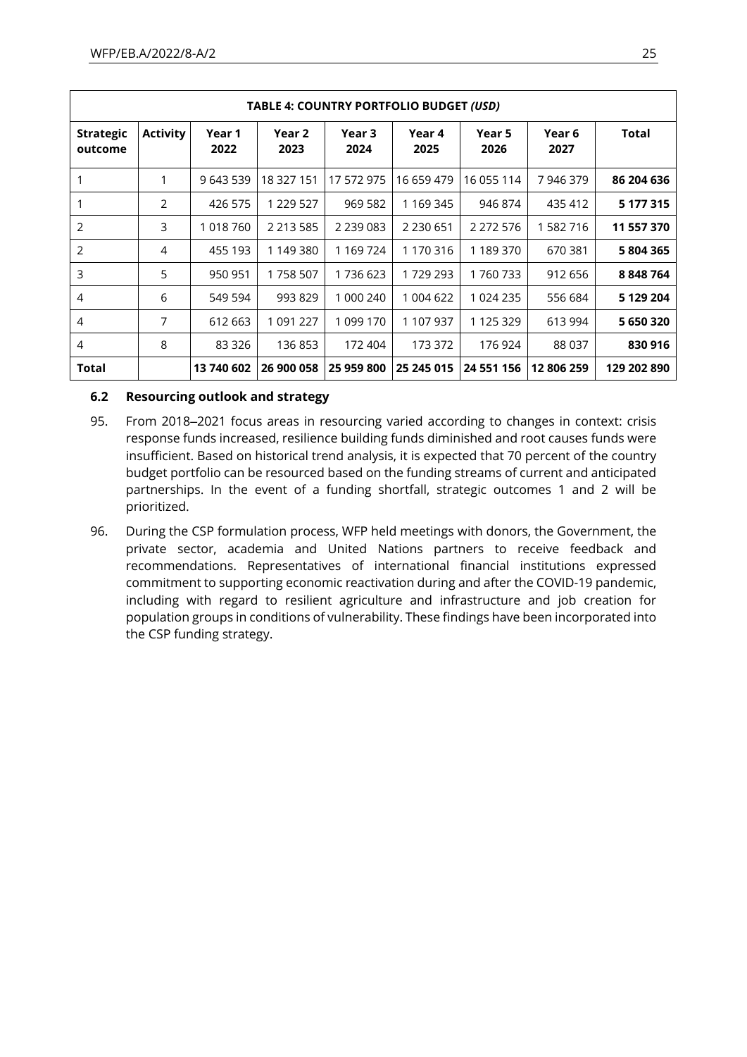| TABLE 4: COUNTRY PORTFOLIO BUDGET *(USD)* | | | | | | | | |
|---|---|---|---|---|---|---|---|---|
| **Strategic outcome** | **Activity** | **Year 1 2022** | **Year 2 2023** | **Year 3 2024** | **Year 4 2025** | **Year 5 2026** | **Year 6 2027** | **Total** |
| 1 | 1 | 9 643 539 | 18 327 151 | 17 572 975 | 16 659 479 | 16 055 114 | 7 946 379 | **86 204 636** |
| 1 | 2 | 426 575 | 1 229 527 | 969 582 | 1 169 345 | 946 874 | 435 412 | **5 177 315** |
| 2 | 3 | 1 018 760 | 2 213 585 | 2 239 083 | 2 230 651 | 2 272 576 | 1 582 716 | **11 557 370** |
| 2 | 4 | 455 193 | 1 149 380 | 1 169 724 | 1 170 316 | 1 189 370 | 670 381 | **5 804 365** |
| 3 | 5 | 950 951 | 1 758 507 | 1 736 623 | 1 729 293 | 1 760 733 | 912 656 | **8 848 764** |
| 4 | 6 | 549 594 | 993 829 | 1 000 240 | 1 004 622 | 1 024 235 | 556 684 | **5 129 204** |
| 4 | 7 | 612 663 | 1 091 227 | 1 099 170 | 1 107 937 | 1 125 329 | 613 994 | **5 650 320** |
| 4 | 8 | 83 326 | 136 853 | 172 404 | 173 372 | 176 924 | 88 037 | **830 916** |
| **Total** | | **13 740 602** | **26 900 058** | **25 959 800** | **25 245 015** | **24 551 156** | **12 806 259** | **129 202 890** |

### 6.2 Resourcing outlook and strategy

95. From 2018–2021 focus areas in resourcing varied according to changes in context: crisis response funds increased, resilience building funds diminished and root causes funds were insufficient. Based on historical trend analysis, it is expected that 70 percent of the country budget portfolio can be resourced based on the funding streams of current and anticipated partnerships. In the event of a funding shortfall, strategic outcomes 1 and 2 will be prioritized.

96. During the CSP formulation process, WFP held meetings with donors, the Government, the private sector, academia and United Nations partners to receive feedback and recommendations. Representatives of international financial institutions expressed commitment to supporting economic reactivation during and after the COVID-19 pandemic, including with regard to resilient agriculture and infrastructure and job creation for population groups in conditions of vulnerability. These findings have been incorporated into the CSP funding strategy.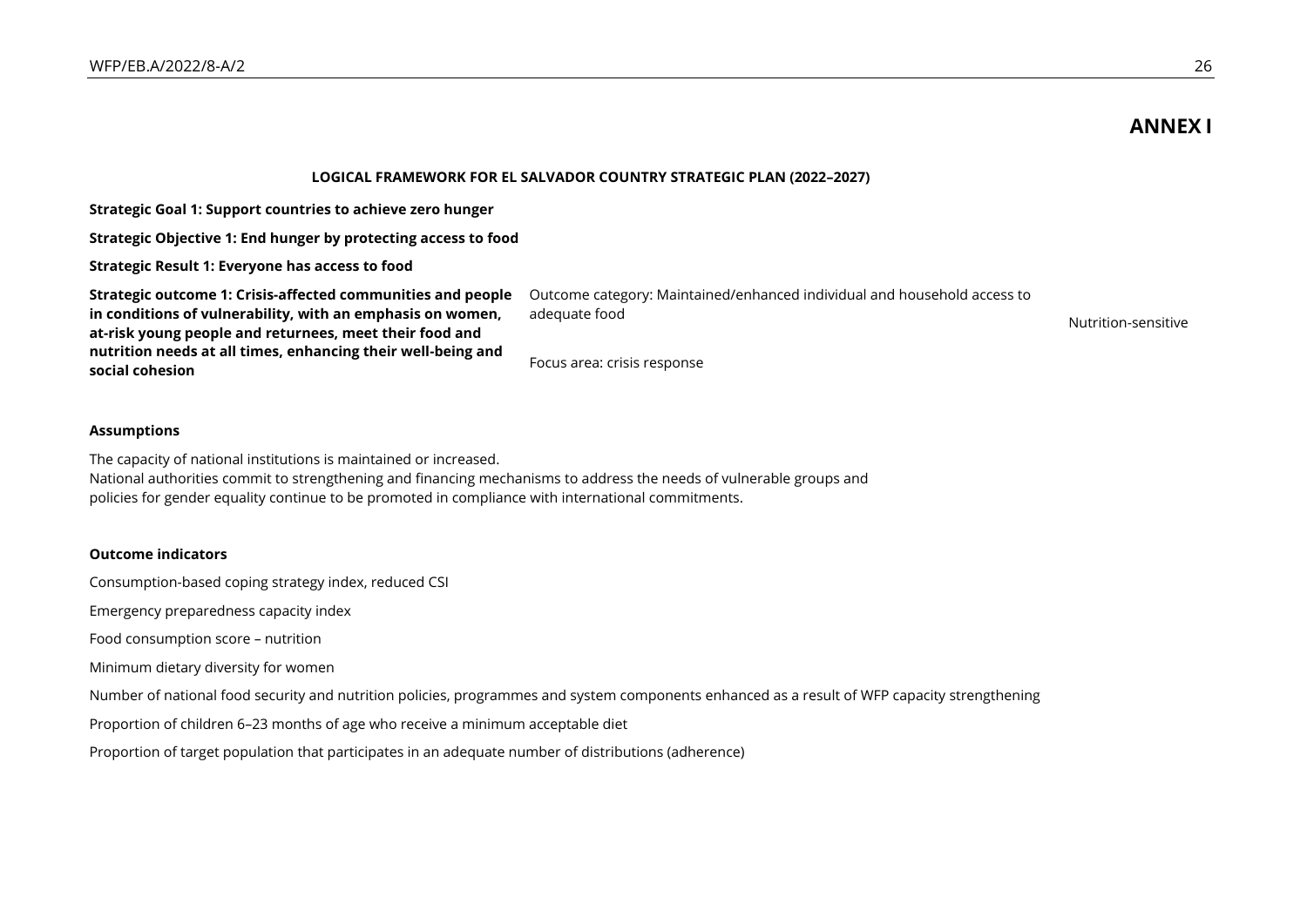# ANNEX I

**LOGICAL FRAMEWORK FOR EL SALVADOR COUNTRY STRATEGIC PLAN (2022–2027)**

**Strategic Goal 1: Support countries to achieve zero hunger**

**Strategic Objective 1: End hunger by protecting access to food**

**Strategic Result 1: Everyone has access to food**

| | | |
|---|---|---|
| **Strategic outcome 1: Crisis-affected communities and people in conditions of vulnerability, with an emphasis on women, at-risk young people and returnees, meet their food and nutrition needs at all times, enhancing their well-being and social cohesion** | Outcome category: Maintained/enhanced individual and household access to adequate food<br><br>Focus area: crisis response | Nutrition-sensitive |

**Assumptions**

The capacity of national institutions is maintained or increased.
National authorities commit to strengthening and financing mechanisms to address the needs of vulnerable groups and policies for gender equality continue to be promoted in compliance with international commitments.

**Outcome indicators**

Consumption-based coping strategy index, reduced CSI

Emergency preparedness capacity index

Food consumption score – nutrition

Minimum dietary diversity for women

Number of national food security and nutrition policies, programmes and system components enhanced as a result of WFP capacity strengthening

Proportion of children 6–23 months of age who receive a minimum acceptable diet

Proportion of target population that participates in an adequate number of distributions (adherence)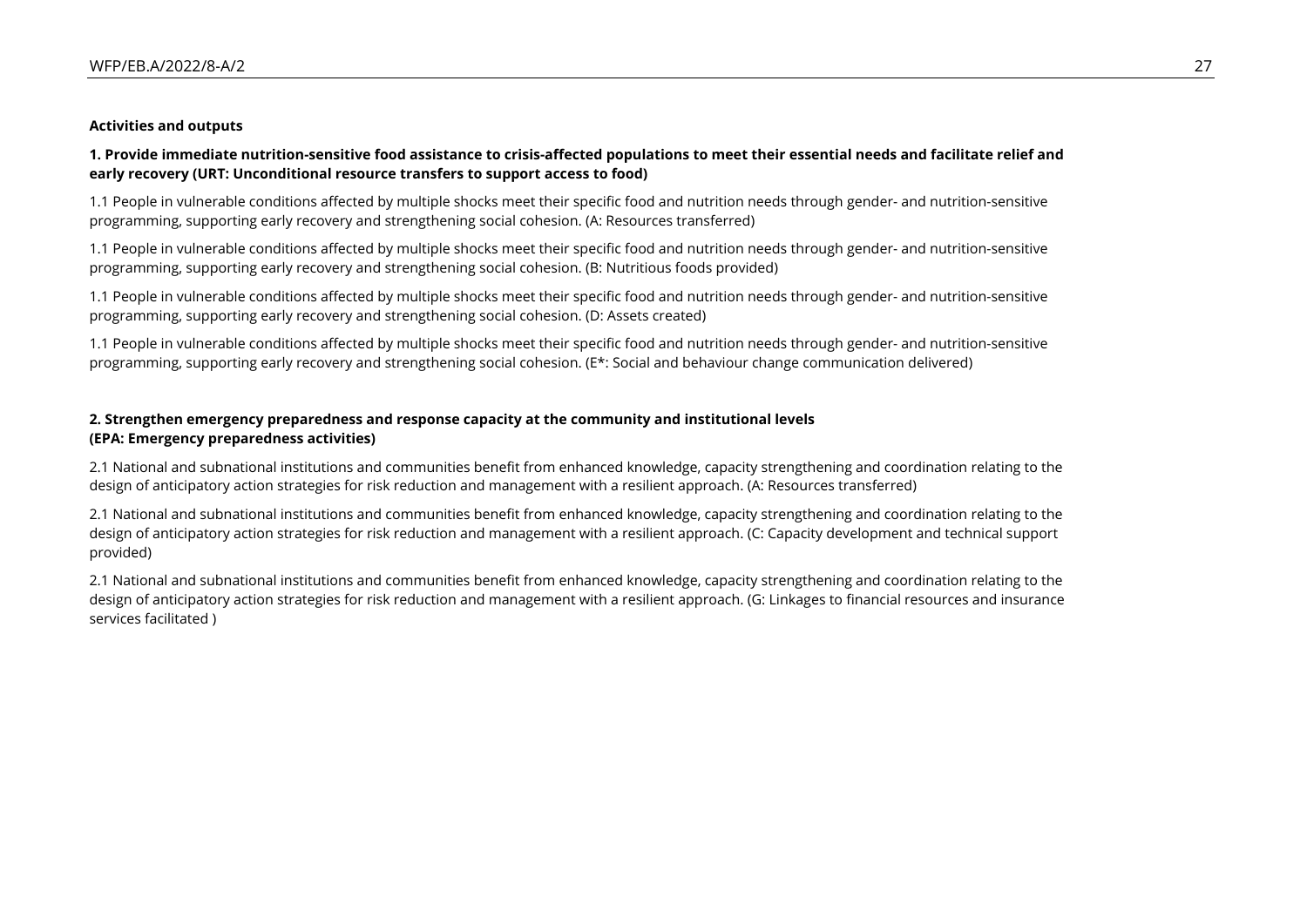**Activities and outputs**

**1. Provide immediate nutrition-sensitive food assistance to crisis-affected populations to meet their essential needs and facilitate relief and early recovery (URT: Unconditional resource transfers to support access to food)**

1.1 People in vulnerable conditions affected by multiple shocks meet their specific food and nutrition needs through gender- and nutrition-sensitive programming, supporting early recovery and strengthening social cohesion. (A: Resources transferred)

1.1 People in vulnerable conditions affected by multiple shocks meet their specific food and nutrition needs through gender- and nutrition-sensitive programming, supporting early recovery and strengthening social cohesion. (B: Nutritious foods provided)

1.1 People in vulnerable conditions affected by multiple shocks meet their specific food and nutrition needs through gender- and nutrition-sensitive programming, supporting early recovery and strengthening social cohesion. (D: Assets created)

1.1 People in vulnerable conditions affected by multiple shocks meet their specific food and nutrition needs through gender- and nutrition-sensitive programming, supporting early recovery and strengthening social cohesion. (E*: Social and behaviour change communication delivered)

**2. Strengthen emergency preparedness and response capacity at the community and institutional levels (EPA: Emergency preparedness activities)**

2.1 National and subnational institutions and communities benefit from enhanced knowledge, capacity strengthening and coordination relating to the design of anticipatory action strategies for risk reduction and management with a resilient approach. (A: Resources transferred)

2.1 National and subnational institutions and communities benefit from enhanced knowledge, capacity strengthening and coordination relating to the design of anticipatory action strategies for risk reduction and management with a resilient approach. (C: Capacity development and technical support provided)

2.1 National and subnational institutions and communities benefit from enhanced knowledge, capacity strengthening and coordination relating to the design of anticipatory action strategies for risk reduction and management with a resilient approach. (G: Linkages to financial resources and insurance services facilitated )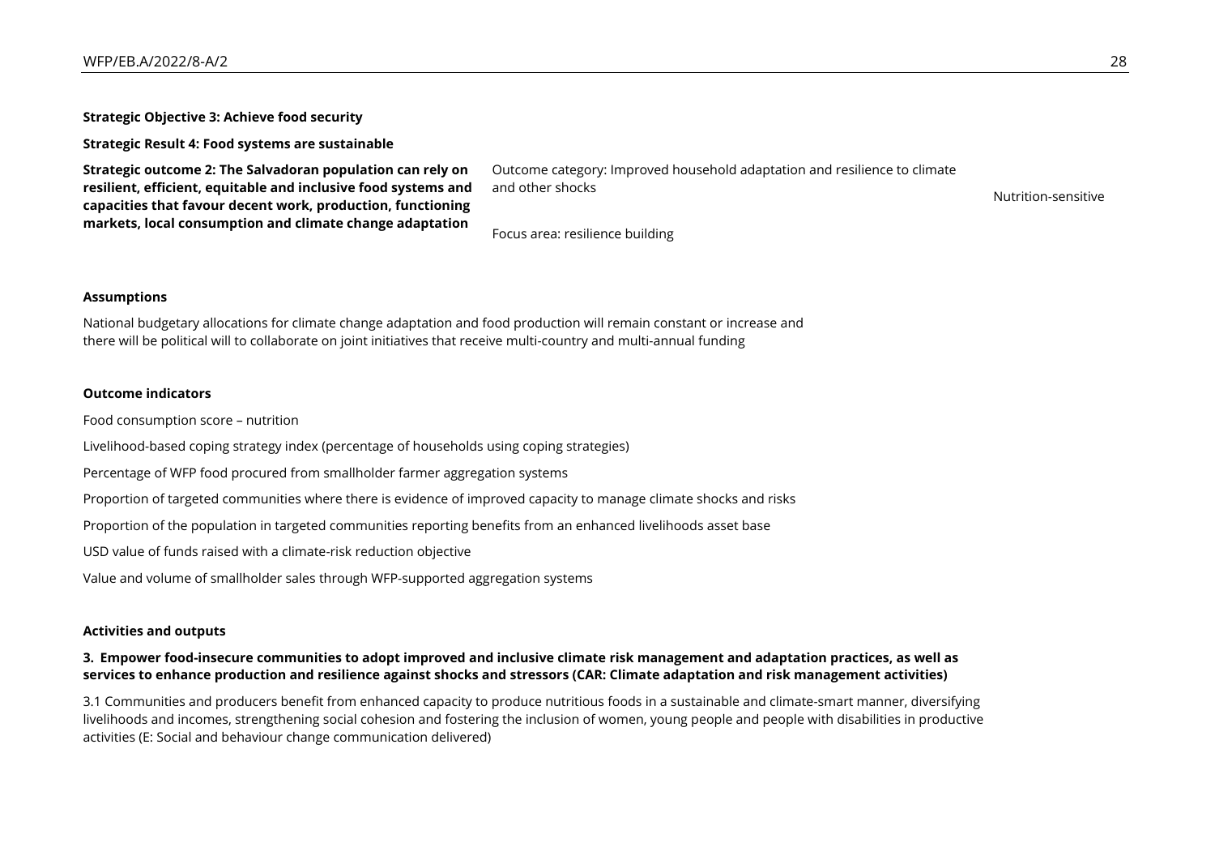**Strategic Objective 3: Achieve food security**

**Strategic Result 4: Food systems are sustainable**

| **Strategic outcome 2: The Salvadoran population can rely on resilient, efficient, equitable and inclusive food systems and capacities that favour decent work, production, functioning markets, local consumption and climate change adaptation** | Outcome category: Improved household adaptation and resilience to climate and other shocks<br><br>Focus area: resilience building | Nutrition-sensitive |
|---|---|---|

**Assumptions**

National budgetary allocations for climate change adaptation and food production will remain constant or increase and there will be political will to collaborate on joint initiatives that receive multi-country and multi-annual funding

**Outcome indicators**

Food consumption score – nutrition

Livelihood-based coping strategy index (percentage of households using coping strategies)

Percentage of WFP food procured from smallholder farmer aggregation systems

Proportion of targeted communities where there is evidence of improved capacity to manage climate shocks and risks

Proportion of the population in targeted communities reporting benefits from an enhanced livelihoods asset base

USD value of funds raised with a climate-risk reduction objective

Value and volume of smallholder sales through WFP-supported aggregation systems

**Activities and outputs**

**3. Empower food-insecure communities to adopt improved and inclusive climate risk management and adaptation practices, as well as services to enhance production and resilience against shocks and stressors (CAR: Climate adaptation and risk management activities)**

3.1 Communities and producers benefit from enhanced capacity to produce nutritious foods in a sustainable and climate-smart manner, diversifying livelihoods and incomes, strengthening social cohesion and fostering the inclusion of women, young people and people with disabilities in productive activities (E: Social and behaviour change communication delivered)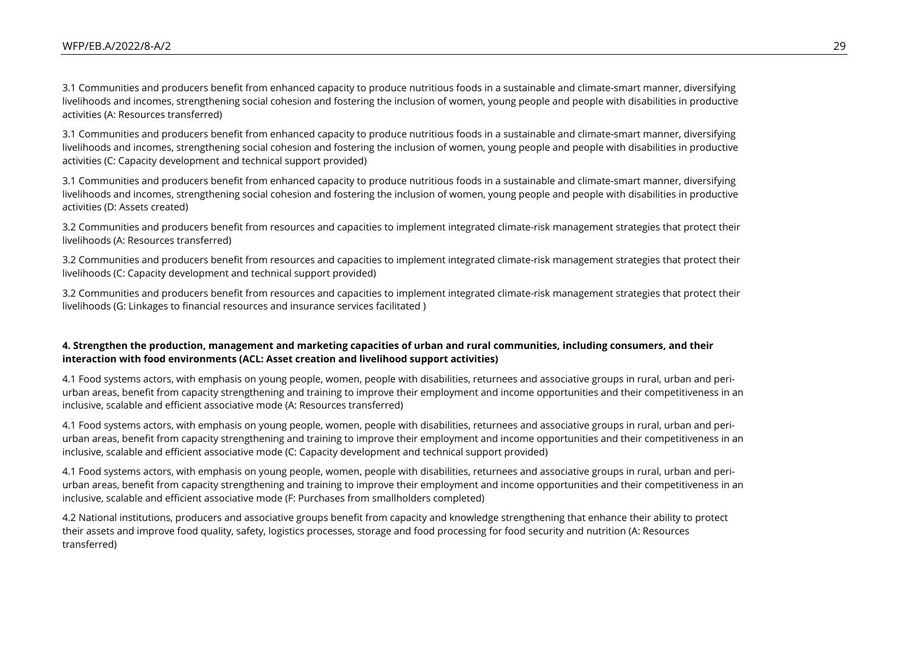3.1 Communities and producers benefit from enhanced capacity to produce nutritious foods in a sustainable and climate-smart manner, diversifying livelihoods and incomes, strengthening social cohesion and fostering the inclusion of women, young people and people with disabilities in productive activities (A: Resources transferred)

3.1 Communities and producers benefit from enhanced capacity to produce nutritious foods in a sustainable and climate-smart manner, diversifying livelihoods and incomes, strengthening social cohesion and fostering the inclusion of women, young people and people with disabilities in productive activities (C: Capacity development and technical support provided)

3.1 Communities and producers benefit from enhanced capacity to produce nutritious foods in a sustainable and climate-smart manner, diversifying livelihoods and incomes, strengthening social cohesion and fostering the inclusion of women, young people and people with disabilities in productive activities (D: Assets created)

3.2 Communities and producers benefit from resources and capacities to implement integrated climate-risk management strategies that protect their livelihoods (A: Resources transferred)

3.2 Communities and producers benefit from resources and capacities to implement integrated climate-risk management strategies that protect their livelihoods (C: Capacity development and technical support provided)

3.2 Communities and producers benefit from resources and capacities to implement integrated climate-risk management strategies that protect their livelihoods (G: Linkages to financial resources and insurance services facilitated )

**4. Strengthen the production, management and marketing capacities of urban and rural communities, including consumers, and their interaction with food environments (ACL: Asset creation and livelihood support activities)**

4.1 Food systems actors, with emphasis on young people, women, people with disabilities, returnees and associative groups in rural, urban and peri-urban areas, benefit from capacity strengthening and training to improve their employment and income opportunities and their competitiveness in an inclusive, scalable and efficient associative mode (A: Resources transferred)

4.1 Food systems actors, with emphasis on young people, women, people with disabilities, returnees and associative groups in rural, urban and peri-urban areas, benefit from capacity strengthening and training to improve their employment and income opportunities and their competitiveness in an inclusive, scalable and efficient associative mode (C: Capacity development and technical support provided)

4.1 Food systems actors, with emphasis on young people, women, people with disabilities, returnees and associative groups in rural, urban and peri-urban areas, benefit from capacity strengthening and training to improve their employment and income opportunities and their competitiveness in an inclusive, scalable and efficient associative mode (F: Purchases from smallholders completed)

4.2 National institutions, producers and associative groups benefit from capacity and knowledge strengthening that enhance their ability to protect their assets and improve food quality, safety, logistics processes, storage and food processing for food security and nutrition (A: Resources transferred)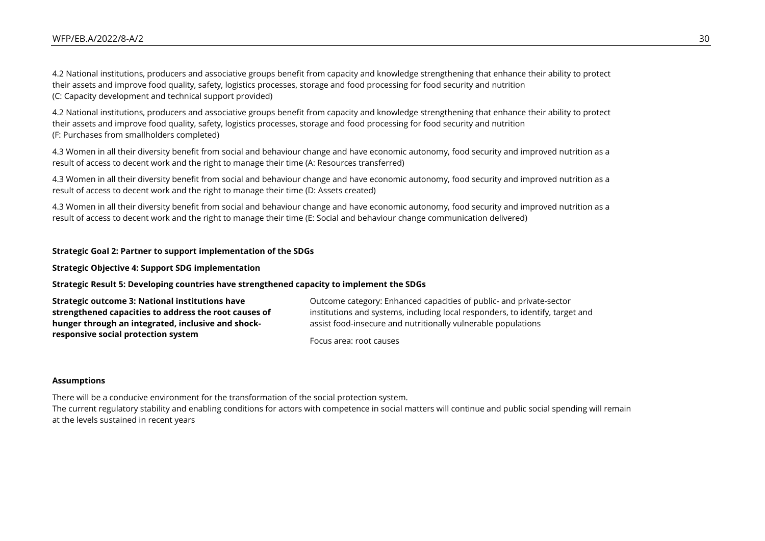4.2 National institutions, producers and associative groups benefit from capacity and knowledge strengthening that enhance their ability to protect their assets and improve food quality, safety, logistics processes, storage and food processing for food security and nutrition
(C: Capacity development and technical support provided)

4.2 National institutions, producers and associative groups benefit from capacity and knowledge strengthening that enhance their ability to protect their assets and improve food quality, safety, logistics processes, storage and food processing for food security and nutrition
(F: Purchases from smallholders completed)

4.3 Women in all their diversity benefit from social and behaviour change and have economic autonomy, food security and improved nutrition as a result of access to decent work and the right to manage their time (A: Resources transferred)

4.3 Women in all their diversity benefit from social and behaviour change and have economic autonomy, food security and improved nutrition as a result of access to decent work and the right to manage their time (D: Assets created)

4.3 Women in all their diversity benefit from social and behaviour change and have economic autonomy, food security and improved nutrition as a result of access to decent work and the right to manage their time (E: Social and behaviour change communication delivered)

**Strategic Goal 2: Partner to support implementation of the SDGs**

**Strategic Objective 4: Support SDG implementation**

**Strategic Result 5: Developing countries have strengthened capacity to implement the SDGs**

| **Strategic outcome 3: National institutions have strengthened capacities to address the root causes of hunger through an integrated, inclusive and shock-responsive social protection system** | Outcome category: Enhanced capacities of public- and private-sector institutions and systems, including local responders, to identify, target and assist food-insecure and nutritionally vulnerable populations<br><br>Focus area: root causes |
|---|---|

**Assumptions**

There will be a conducive environment for the transformation of the social protection system.
The current regulatory stability and enabling conditions for actors with competence in social matters will continue and public social spending will remain at the levels sustained in recent years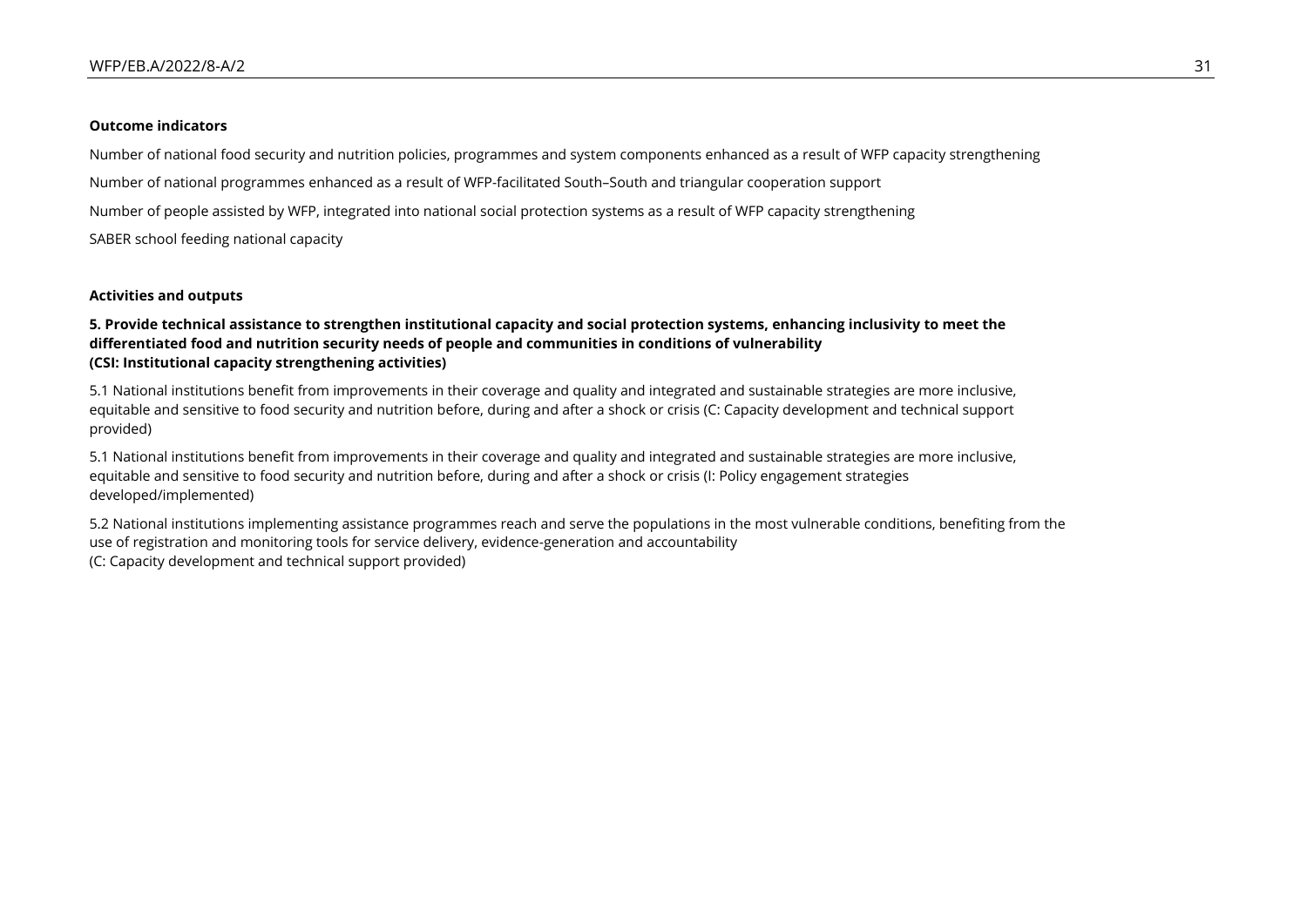**Outcome indicators**

Number of national food security and nutrition policies, programmes and system components enhanced as a result of WFP capacity strengthening

Number of national programmes enhanced as a result of WFP-facilitated South–South and triangular cooperation support

Number of people assisted by WFP, integrated into national social protection systems as a result of WFP capacity strengthening

SABER school feeding national capacity

**Activities and outputs**

**5. Provide technical assistance to strengthen institutional capacity and social protection systems, enhancing inclusivity to meet the differentiated food and nutrition security needs of people and communities in conditions of vulnerability (CSI: Institutional capacity strengthening activities)**

5.1 National institutions benefit from improvements in their coverage and quality and integrated and sustainable strategies are more inclusive, equitable and sensitive to food security and nutrition before, during and after a shock or crisis (C: Capacity development and technical support provided)

5.1 National institutions benefit from improvements in their coverage and quality and integrated and sustainable strategies are more inclusive, equitable and sensitive to food security and nutrition before, during and after a shock or crisis (I: Policy engagement strategies developed/implemented)

5.2 National institutions implementing assistance programmes reach and serve the populations in the most vulnerable conditions, benefiting from the use of registration and monitoring tools for service delivery, evidence-generation and accountability (C: Capacity development and technical support provided)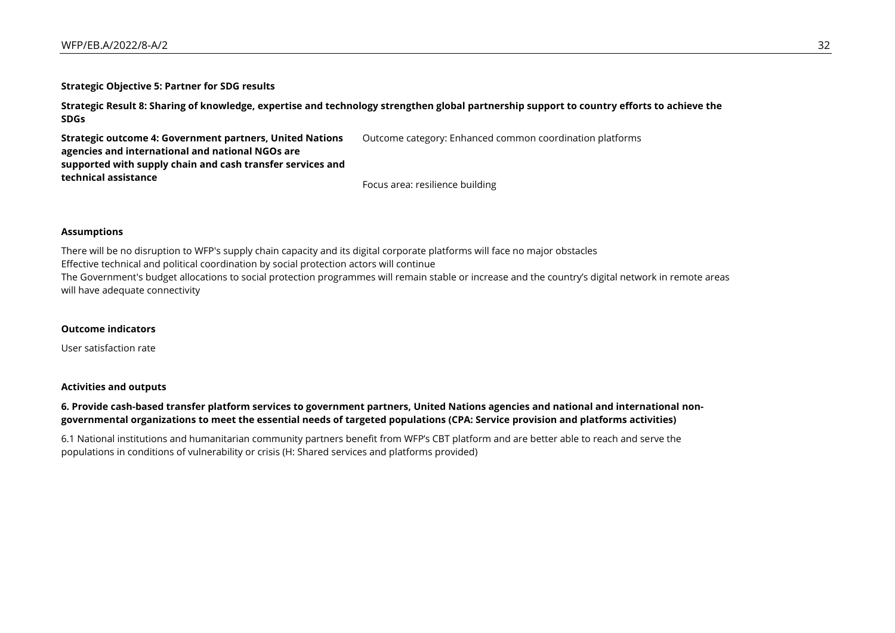**Strategic Objective 5: Partner for SDG results**

**Strategic Result 8: Sharing of knowledge, expertise and technology strengthen global partnership support to country efforts to achieve the SDGs**

| **Strategic outcome 4: Government partners, United Nations agencies and international and national NGOs are supported with supply chain and cash transfer services and technical assistance** | Outcome category: Enhanced common coordination platforms<br><br>Focus area: resilience building |
|---|---|

**Assumptions**

There will be no disruption to WFP's supply chain capacity and its digital corporate platforms will face no major obstacles
Effective technical and political coordination by social protection actors will continue
The Government's budget allocations to social protection programmes will remain stable or increase and the country's digital network in remote areas will have adequate connectivity

**Outcome indicators**

User satisfaction rate

**Activities and outputs**

**6. Provide cash-based transfer platform services to government partners, United Nations agencies and national and international non-governmental organizations to meet the essential needs of targeted populations (CPA: Service provision and platforms activities)**

6.1 National institutions and humanitarian community partners benefit from WFP's CBT platform and are better able to reach and serve the populations in conditions of vulnerability or crisis (H: Shared services and platforms provided)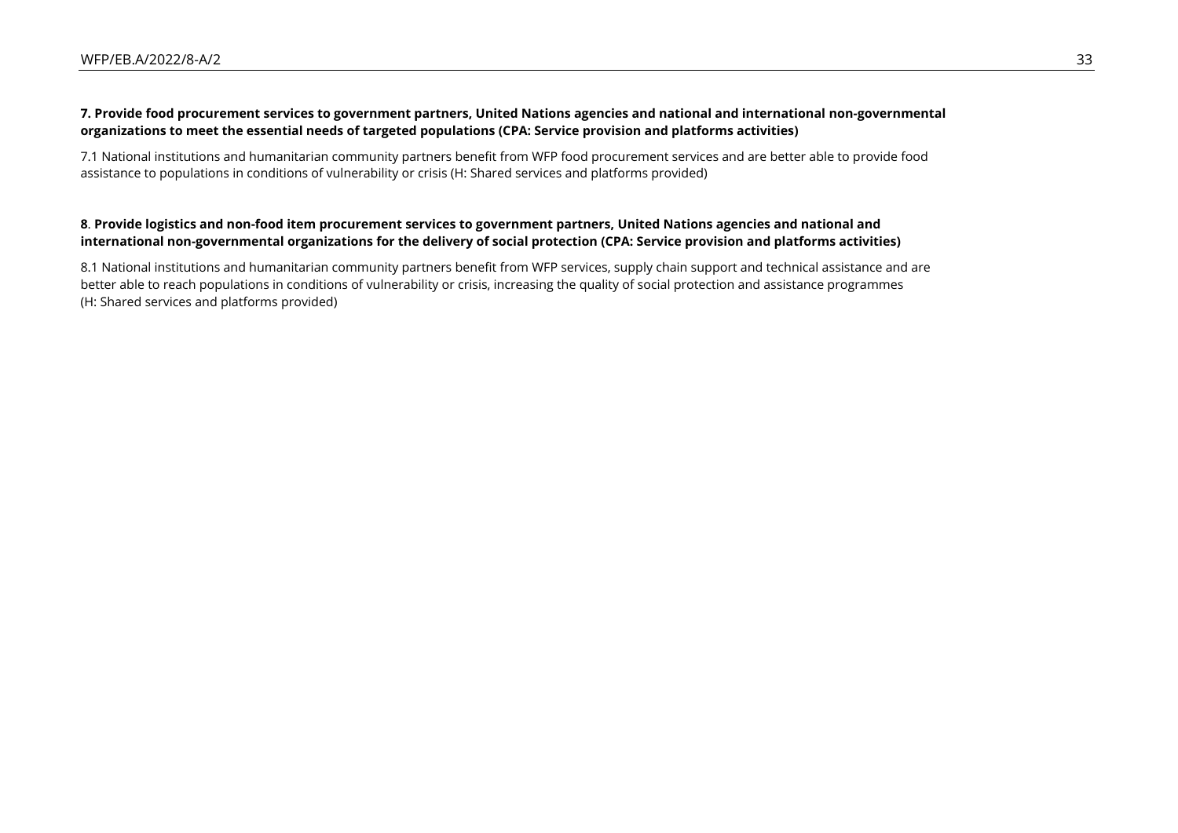**7. Provide food procurement services to government partners, United Nations agencies and national and international non-governmental organizations to meet the essential needs of targeted populations (CPA: Service provision and platforms activities)**

7.1 National institutions and humanitarian community partners benefit from WFP food procurement services and are better able to provide food assistance to populations in conditions of vulnerability or crisis (H: Shared services and platforms provided)

**8**. **Provide logistics and non-food item procurement services to government partners, United Nations agencies and national and international non-governmental organizations for the delivery of social protection (CPA: Service provision and platforms activities)**

8.1 National institutions and humanitarian community partners benefit from WFP services, supply chain support and technical assistance and are better able to reach populations in conditions of vulnerability or crisis, increasing the quality of social protection and assistance programmes (H: Shared services and platforms provided)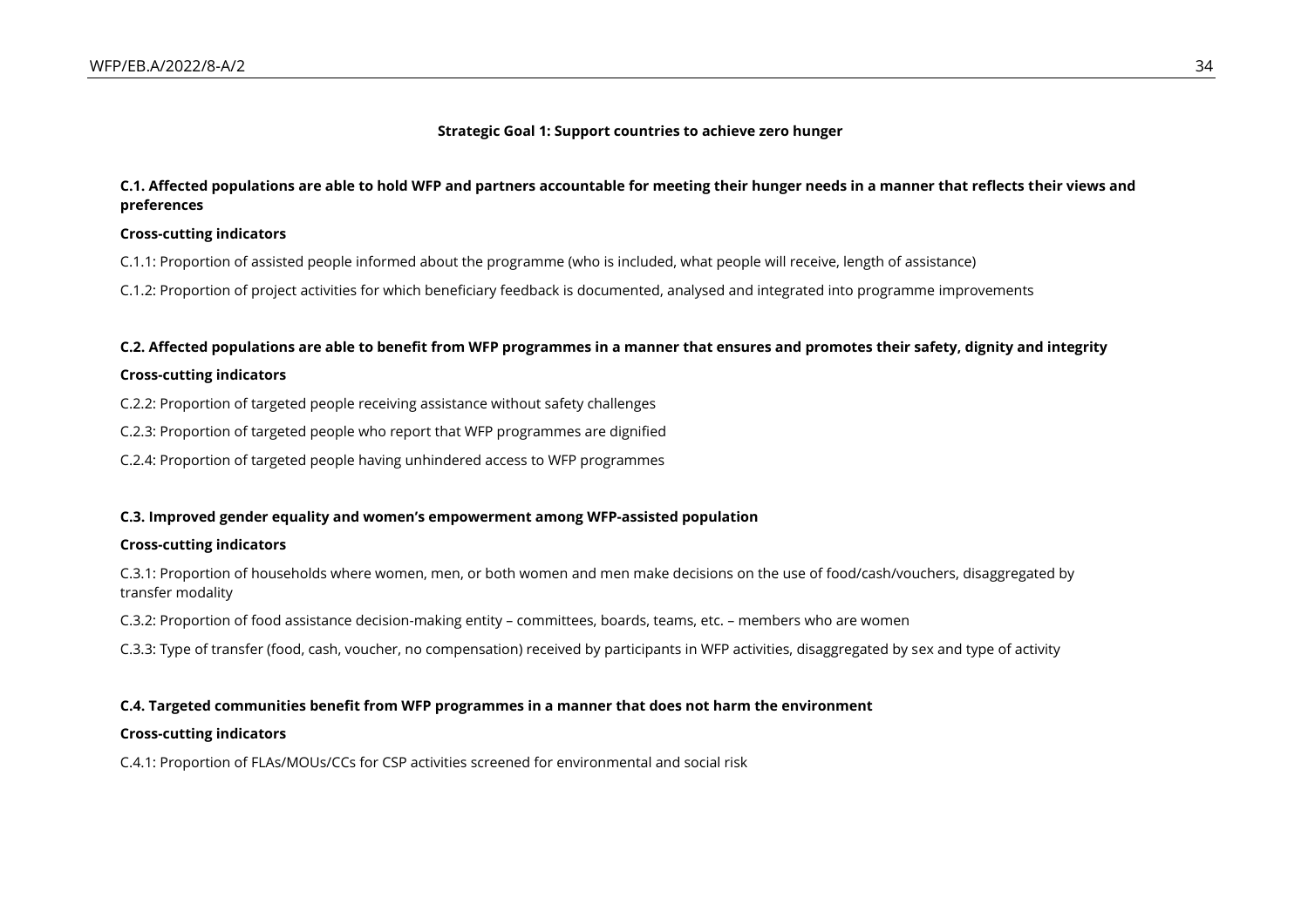**Strategic Goal 1: Support countries to achieve zero hunger**

**C.1. Affected populations are able to hold WFP and partners accountable for meeting their hunger needs in a manner that reflects their views and preferences**

**Cross-cutting indicators**

C.1.1: Proportion of assisted people informed about the programme (who is included, what people will receive, length of assistance)

C.1.2: Proportion of project activities for which beneficiary feedback is documented, analysed and integrated into programme improvements

**C.2. Affected populations are able to benefit from WFP programmes in a manner that ensures and promotes their safety, dignity and integrity**

**Cross-cutting indicators**

C.2.2: Proportion of targeted people receiving assistance without safety challenges

C.2.3: Proportion of targeted people who report that WFP programmes are dignified

C.2.4: Proportion of targeted people having unhindered access to WFP programmes

**C.3. Improved gender equality and women's empowerment among WFP-assisted population**

**Cross-cutting indicators**

C.3.1: Proportion of households where women, men, or both women and men make decisions on the use of food/cash/vouchers, disaggregated by transfer modality

C.3.2: Proportion of food assistance decision-making entity – committees, boards, teams, etc. – members who are women

C.3.3: Type of transfer (food, cash, voucher, no compensation) received by participants in WFP activities, disaggregated by sex and type of activity

**C.4. Targeted communities benefit from WFP programmes in a manner that does not harm the environment**

**Cross-cutting indicators**

C.4.1: Proportion of FLAs/MOUs/CCs for CSP activities screened for environmental and social risk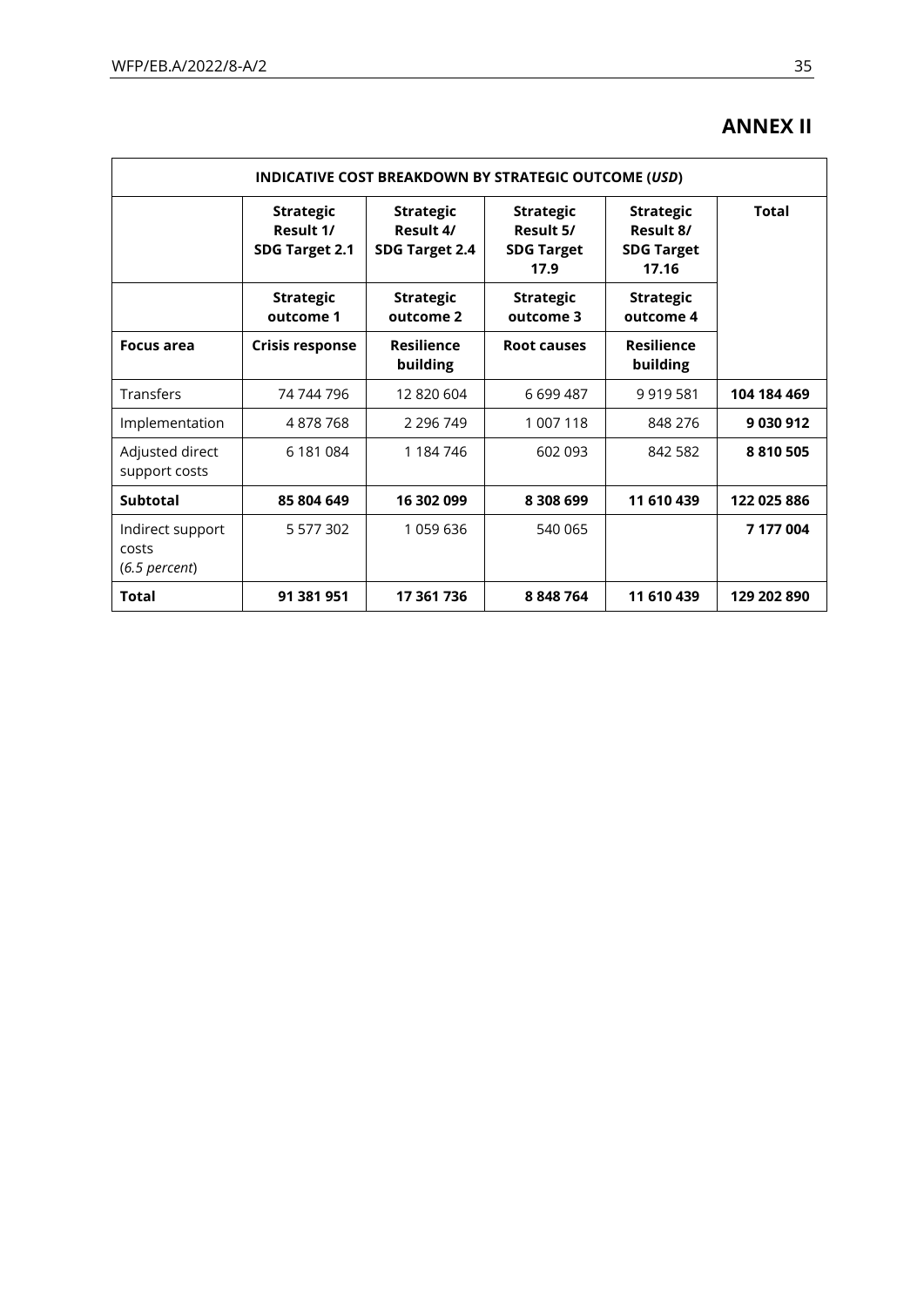# ANNEX II

| INDICATIVE COST BREAKDOWN BY STRATEGIC OUTCOME (*USD*) | | | | | |
|---|---|---|---|---|---|
| | **Strategic Result 1/ SDG Target 2.1** | **Strategic Result 4/ SDG Target 2.4** | **Strategic Result 5/ SDG Target 17.9** | **Strategic Result 8/ SDG Target 17.16** | **Total** |
| | **Strategic outcome 1** | **Strategic outcome 2** | **Strategic outcome 3** | **Strategic outcome 4** | |
| **Focus area** | **Crisis response** | **Resilience building** | **Root causes** | **Resilience building** | |
| Transfers | 74 744 796 | 12 820 604 | 6 699 487 | 9 919 581 | **104 184 469** |
| Implementation | 4 878 768 | 2 296 749 | 1 007 118 | 848 276 | **9 030 912** |
| Adjusted direct support costs | 6 181 084 | 1 184 746 | 602 093 | 842 582 | **8 810 505** |
| **Subtotal** | **85 804 649** | **16 302 099** | **8 308 699** | **11 610 439** | **122 025 886** |
| Indirect support costs (*6.5 percent*) | 5 577 302 | 1 059 636 | 540 065 | | **7 177 004** |
| **Total** | **91 381 951** | **17 361 736** | **8 848 764** | **11 610 439** | **129 202 890** |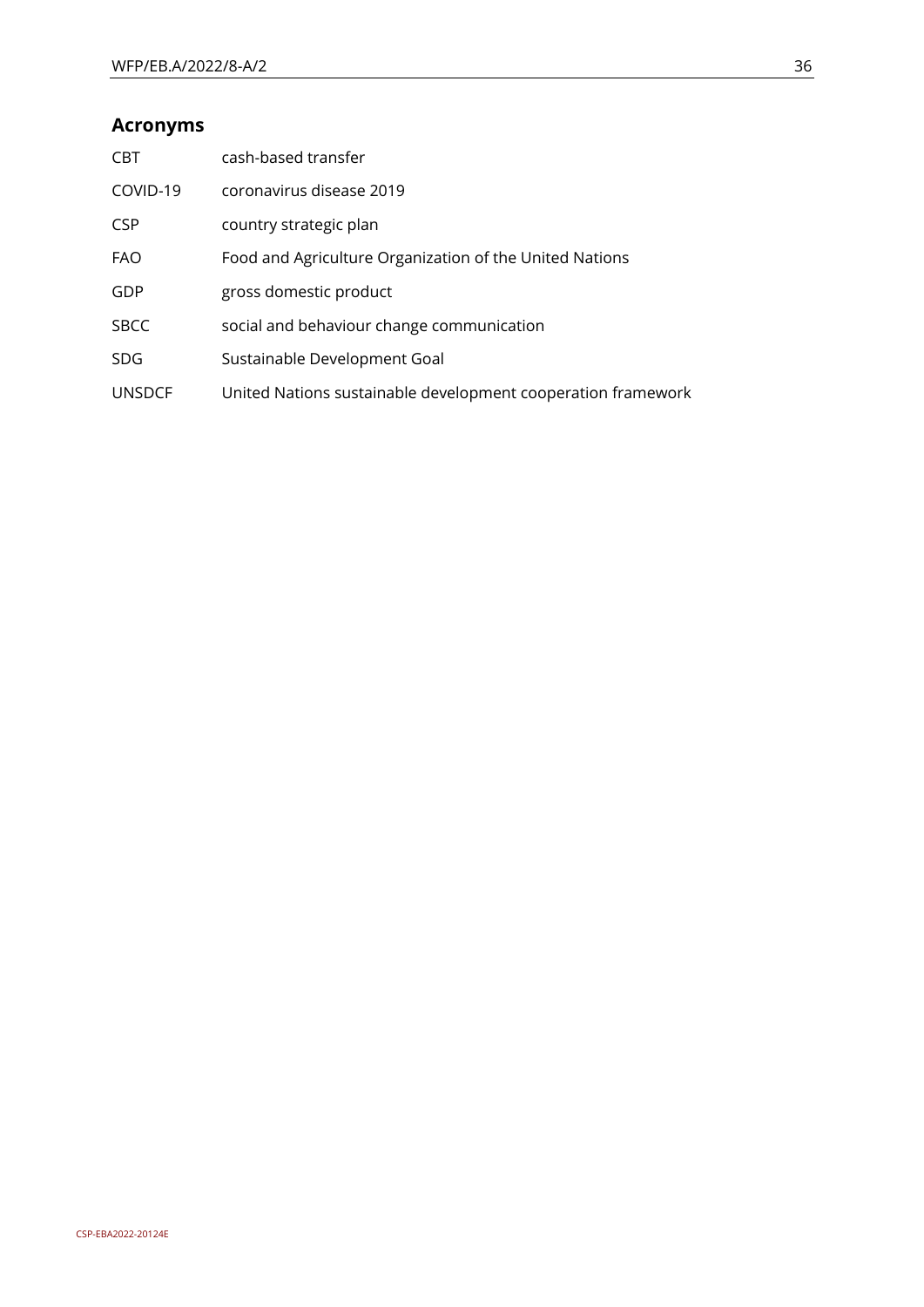## Acronyms

| | |
|---|---|
| CBT | cash-based transfer |
| COVID-19 | coronavirus disease 2019 |
| CSP | country strategic plan |
| FAO | Food and Agriculture Organization of the United Nations |
| GDP | gross domestic product |
| SBCC | social and behaviour change communication |
| SDG | Sustainable Development Goal |
| UNSDCF | United Nations sustainable development cooperation framework |

CSP-EBA2022-20124E